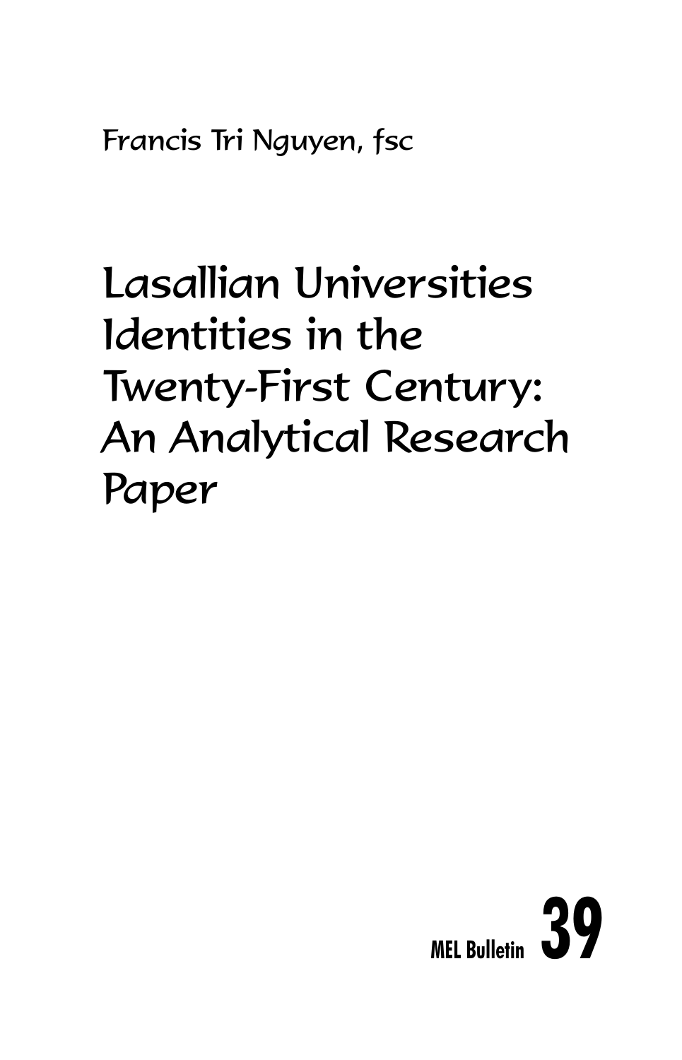Francis Tri Nguyen, fsc

# Lasallian Universities Identities in the Twenty-First Century: An Analytical Research Paper

MEL Bulletin **39**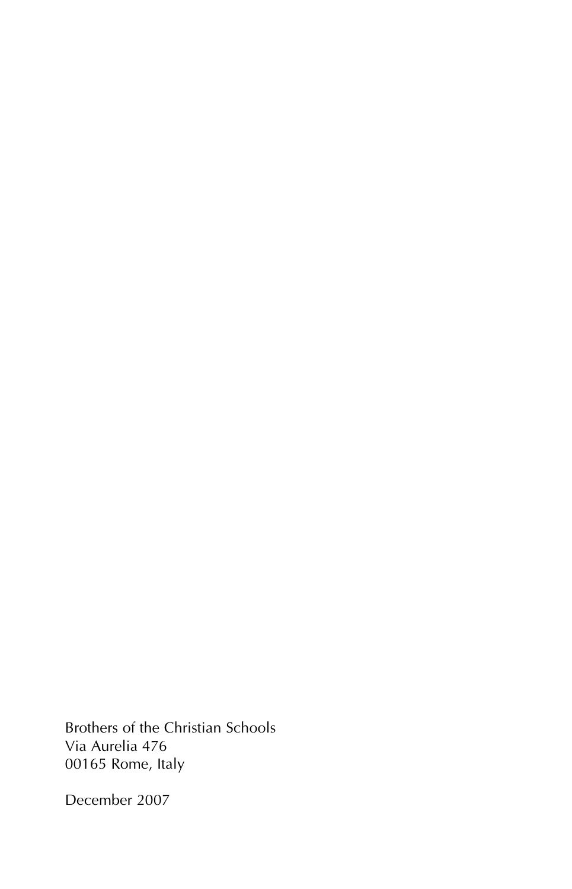Brothers of the Christian Schools
Via Aurelia 476
00165 Rome, Italy

December 2007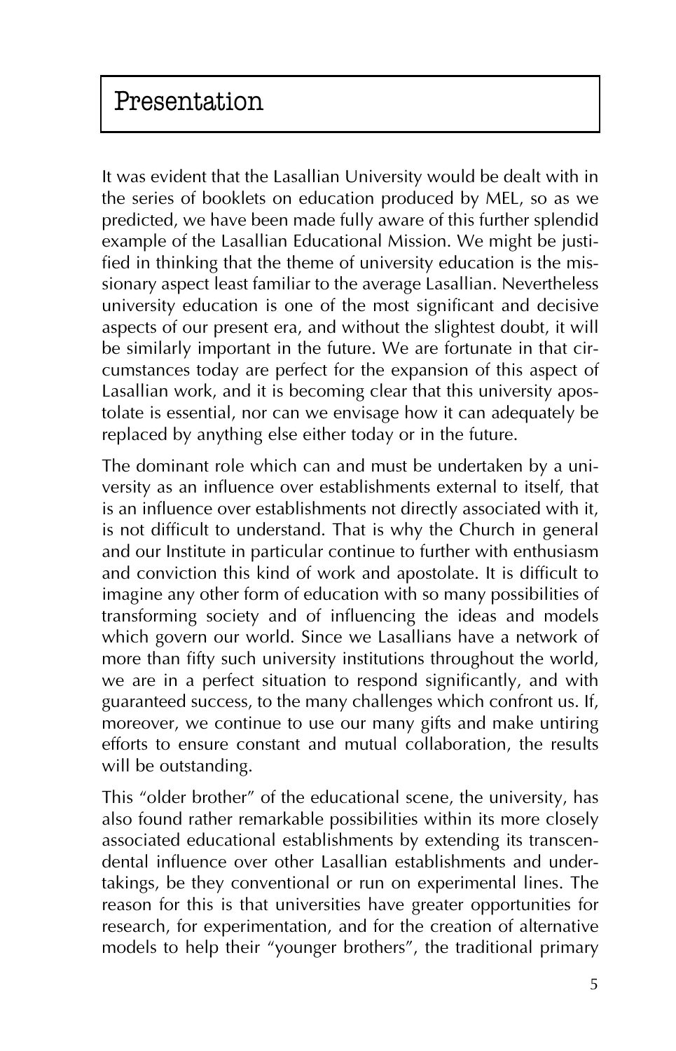# Presentation

It was evident that the Lasallian University would be dealt with in the series of booklets on education produced by MEL, so as we predicted, we have been made fully aware of this further splendid example of the Lasallian Educational Mission. We might be justified in thinking that the theme of university education is the missionary aspect least familiar to the average Lasallian. Nevertheless university education is one of the most significant and decisive aspects of our present era, and without the slightest doubt, it will be similarly important in the future. We are fortunate in that circumstances today are perfect for the expansion of this aspect of Lasallian work, and it is becoming clear that this university apostolate is essential, nor can we envisage how it can adequately be replaced by anything else either today or in the future.

The dominant role which can and must be undertaken by a university as an influence over establishments external to itself, that is an influence over establishments not directly associated with it, is not difficult to understand. That is why the Church in general and our Institute in particular continue to further with enthusiasm and conviction this kind of work and apostolate. It is difficult to imagine any other form of education with so many possibilities of transforming society and of influencing the ideas and models which govern our world. Since we Lasallians have a network of more than fifty such university institutions throughout the world, we are in a perfect situation to respond significantly, and with guaranteed success, to the many challenges which confront us. If, moreover, we continue to use our many gifts and make untiring efforts to ensure constant and mutual collaboration, the results will be outstanding.

This "older brother" of the educational scene, the university, has also found rather remarkable possibilities within its more closely associated educational establishments by extending its transcendental influence over other Lasallian establishments and undertakings, be they conventional or run on experimental lines. The reason for this is that universities have greater opportunities for research, for experimentation, and for the creation of alternative models to help their "younger brothers", the traditional primary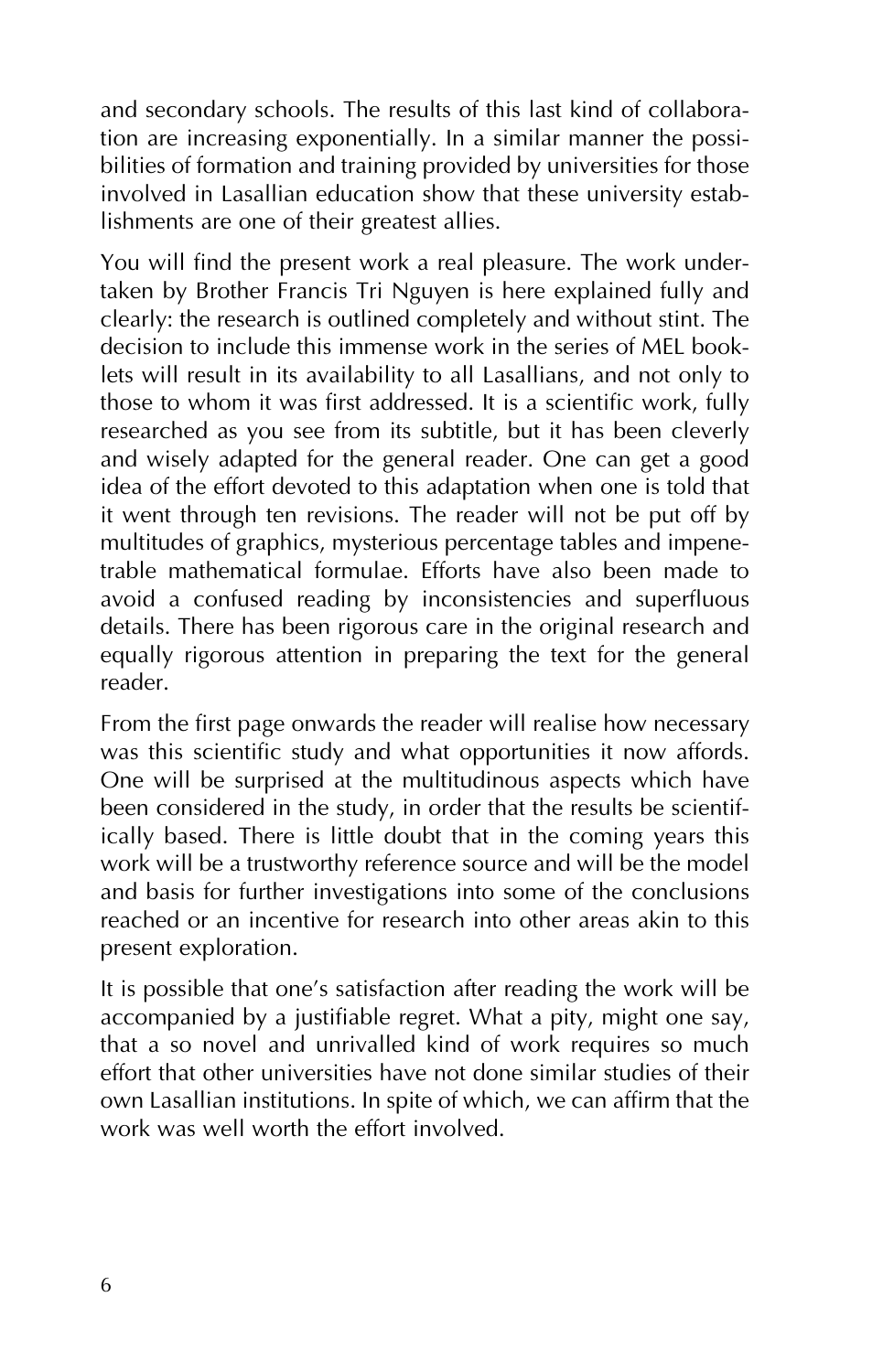and secondary schools. The results of this last kind of collaboration are increasing exponentially. In a similar manner the possibilities of formation and training provided by universities for those involved in Lasallian education show that these university establishments are one of their greatest allies.

You will find the present work a real pleasure. The work undertaken by Brother Francis Tri Nguyen is here explained fully and clearly: the research is outlined completely and without stint. The decision to include this immense work in the series of MEL booklets will result in its availability to all Lasallians, and not only to those to whom it was first addressed. It is a scientific work, fully researched as you see from its subtitle, but it has been cleverly and wisely adapted for the general reader. One can get a good idea of the effort devoted to this adaptation when one is told that it went through ten revisions. The reader will not be put off by multitudes of graphics, mysterious percentage tables and impenetrable mathematical formulae. Efforts have also been made to avoid a confused reading by inconsistencies and superfluous details. There has been rigorous care in the original research and equally rigorous attention in preparing the text for the general reader.

From the first page onwards the reader will realise how necessary was this scientific study and what opportunities it now affords. One will be surprised at the multitudinous aspects which have been considered in the study, in order that the results be scientifically based. There is little doubt that in the coming years this work will be a trustworthy reference source and will be the model and basis for further investigations into some of the conclusions reached or an incentive for research into other areas akin to this present exploration.

It is possible that one's satisfaction after reading the work will be accompanied by a justifiable regret. What a pity, might one say, that a so novel and unrivalled kind of work requires so much effort that other universities have not done similar studies of their own Lasallian institutions. In spite of which, we can affirm that the work was well worth the effort involved.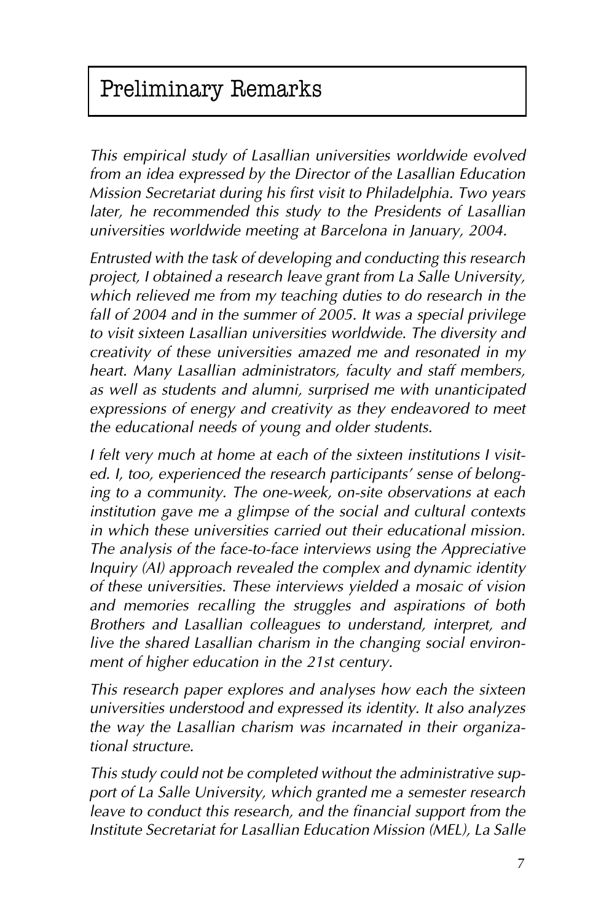# Preliminary Remarks

*This empirical study of Lasallian universities worldwide evolved from an idea expressed by the Director of the Lasallian Education Mission Secretariat during his first visit to Philadelphia. Two years later, he recommended this study to the Presidents of Lasallian universities worldwide meeting at Barcelona in January, 2004.*

*Entrusted with the task of developing and conducting this research project, I obtained a research leave grant from La Salle University, which relieved me from my teaching duties to do research in the fall of 2004 and in the summer of 2005. It was a special privilege to visit sixteen Lasallian universities worldwide. The diversity and creativity of these universities amazed me and resonated in my heart. Many Lasallian administrators, faculty and staff members, as well as students and alumni, surprised me with unanticipated expressions of energy and creativity as they endeavored to meet the educational needs of young and older students.*

*I felt very much at home at each of the sixteen institutions I visited. I, too, experienced the research participants' sense of belonging to a community. The one-week, on-site observations at each institution gave me a glimpse of the social and cultural contexts in which these universities carried out their educational mission. The analysis of the face-to-face interviews using the Appreciative Inquiry (AI) approach revealed the complex and dynamic identity of these universities. These interviews yielded a mosaic of vision and memories recalling the struggles and aspirations of both Brothers and Lasallian colleagues to understand, interpret, and live the shared Lasallian charism in the changing social environment of higher education in the 21st century.*

*This research paper explores and analyses how each the sixteen universities understood and expressed its identity. It also analyzes the way the Lasallian charism was incarnated in their organizational structure.*

*This study could not be completed without the administrative support of La Salle University, which granted me a semester research leave to conduct this research, and the financial support from the Institute Secretariat for Lasallian Education Mission (MEL), La Salle*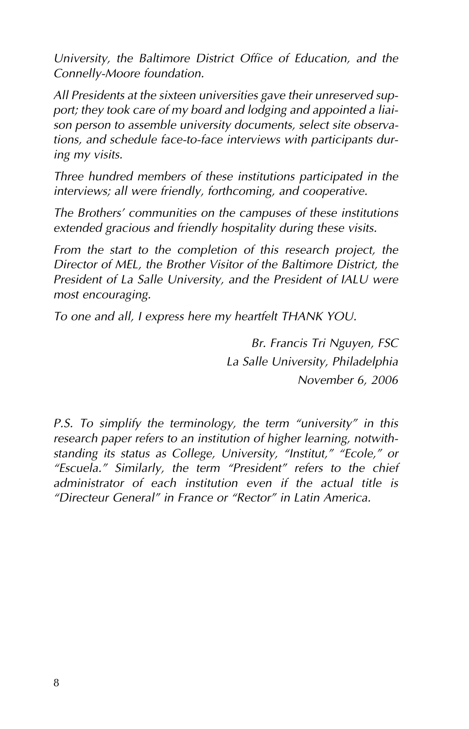*University, the Baltimore District Office of Education, and the Connelly-Moore foundation.*

*All Presidents at the sixteen universities gave their unreserved support; they took care of my board and lodging and appointed a liaison person to assemble university documents, select site observations, and schedule face-to-face interviews with participants during my visits.*

*Three hundred members of these institutions participated in the interviews; all were friendly, forthcoming, and cooperative.*

*The Brothers' communities on the campuses of these institutions extended gracious and friendly hospitality during these visits.*

*From the start to the completion of this research project, the Director of MEL, the Brother Visitor of the Baltimore District, the President of La Salle University, and the President of IALU were most encouraging.*

*To one and all, I express here my heartfelt THANK YOU.*

*Br. Francis Tri Nguyen, FSC*
*La Salle University, Philadelphia*
*November 6, 2006*

*P.S. To simplify the terminology, the term "university" in this research paper refers to an institution of higher learning, notwithstanding its status as College, University, "Institut," "Ecole," or "Escuela." Similarly, the term "President" refers to the chief administrator of each institution even if the actual title is "Directeur General" in France or "Rector" in Latin America.*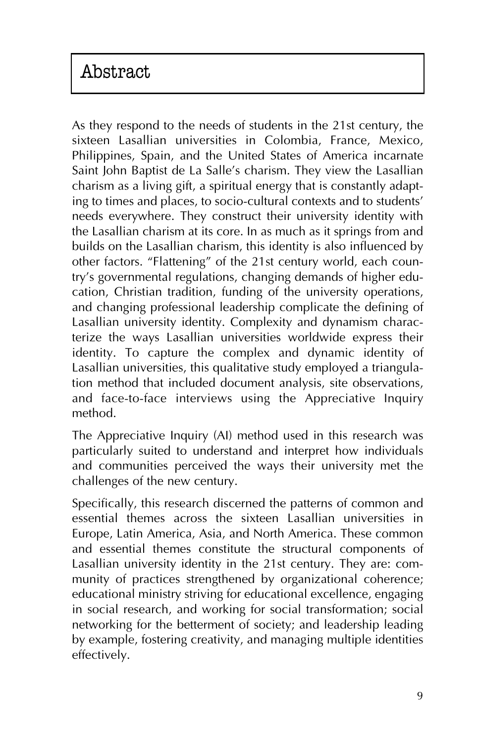# Abstract

As they respond to the needs of students in the 21st century, the sixteen Lasallian universities in Colombia, France, Mexico, Philippines, Spain, and the United States of America incarnate Saint John Baptist de La Salle's charism. They view the Lasallian charism as a living gift, a spiritual energy that is constantly adapting to times and places, to socio-cultural contexts and to students' needs everywhere. They construct their university identity with the Lasallian charism at its core. In as much as it springs from and builds on the Lasallian charism, this identity is also influenced by other factors. "Flattening" of the 21st century world, each country's governmental regulations, changing demands of higher education, Christian tradition, funding of the university operations, and changing professional leadership complicate the defining of Lasallian university identity. Complexity and dynamism characterize the ways Lasallian universities worldwide express their identity. To capture the complex and dynamic identity of Lasallian universities, this qualitative study employed a triangulation method that included document analysis, site observations, and face-to-face interviews using the Appreciative Inquiry method.

The Appreciative Inquiry (AI) method used in this research was particularly suited to understand and interpret how individuals and communities perceived the ways their university met the challenges of the new century.

Specifically, this research discerned the patterns of common and essential themes across the sixteen Lasallian universities in Europe, Latin America, Asia, and North America. These common and essential themes constitute the structural components of Lasallian university identity in the 21st century. They are: community of practices strengthened by organizational coherence; educational ministry striving for educational excellence, engaging in social research, and working for social transformation; social networking for the betterment of society; and leadership leading by example, fostering creativity, and managing multiple identities effectively.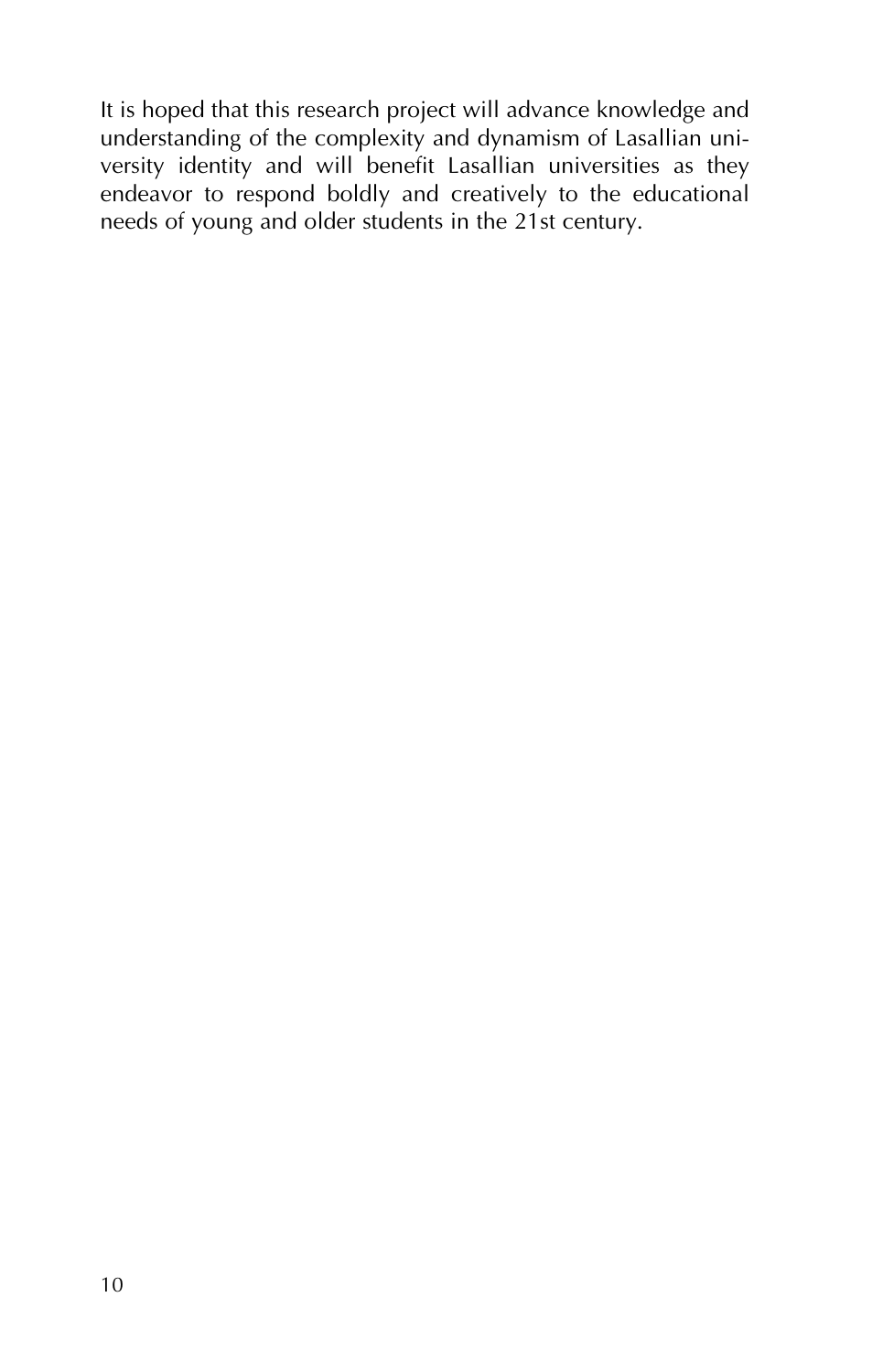It is hoped that this research project will advance knowledge and understanding of the complexity and dynamism of Lasallian university identity and will benefit Lasallian universities as they endeavor to respond boldly and creatively to the educational needs of young and older students in the 21st century.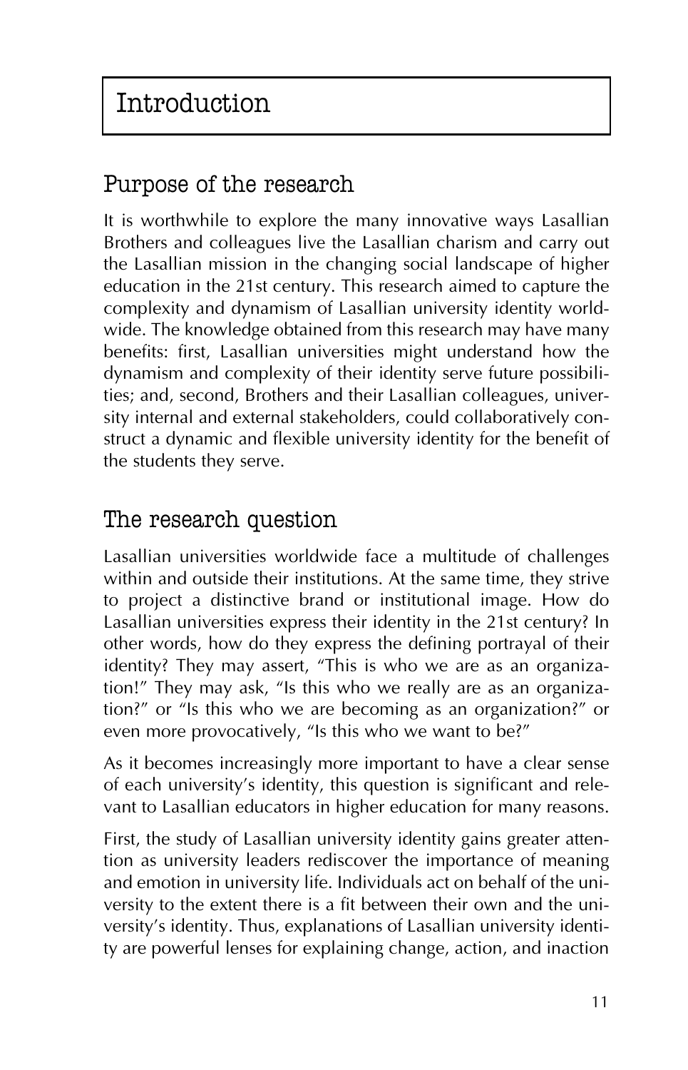# Introduction

## Purpose of the research

It is worthwhile to explore the many innovative ways Lasallian Brothers and colleagues live the Lasallian charism and carry out the Lasallian mission in the changing social landscape of higher education in the 21st century. This research aimed to capture the complexity and dynamism of Lasallian university identity worldwide. The knowledge obtained from this research may have many benefits: first, Lasallian universities might understand how the dynamism and complexity of their identity serve future possibilities; and, second, Brothers and their Lasallian colleagues, university internal and external stakeholders, could collaboratively construct a dynamic and flexible university identity for the benefit of the students they serve.

## The research question

Lasallian universities worldwide face a multitude of challenges within and outside their institutions. At the same time, they strive to project a distinctive brand or institutional image. How do Lasallian universities express their identity in the 21st century? In other words, how do they express the defining portrayal of their identity? They may assert, "This is who we are as an organization!" They may ask, "Is this who we really are as an organization?" or "Is this who we are becoming as an organization?" or even more provocatively, "Is this who we want to be?"

As it becomes increasingly more important to have a clear sense of each university's identity, this question is significant and relevant to Lasallian educators in higher education for many reasons.

First, the study of Lasallian university identity gains greater attention as university leaders rediscover the importance of meaning and emotion in university life. Individuals act on behalf of the university to the extent there is a fit between their own and the university's identity. Thus, explanations of Lasallian university identity are powerful lenses for explaining change, action, and inaction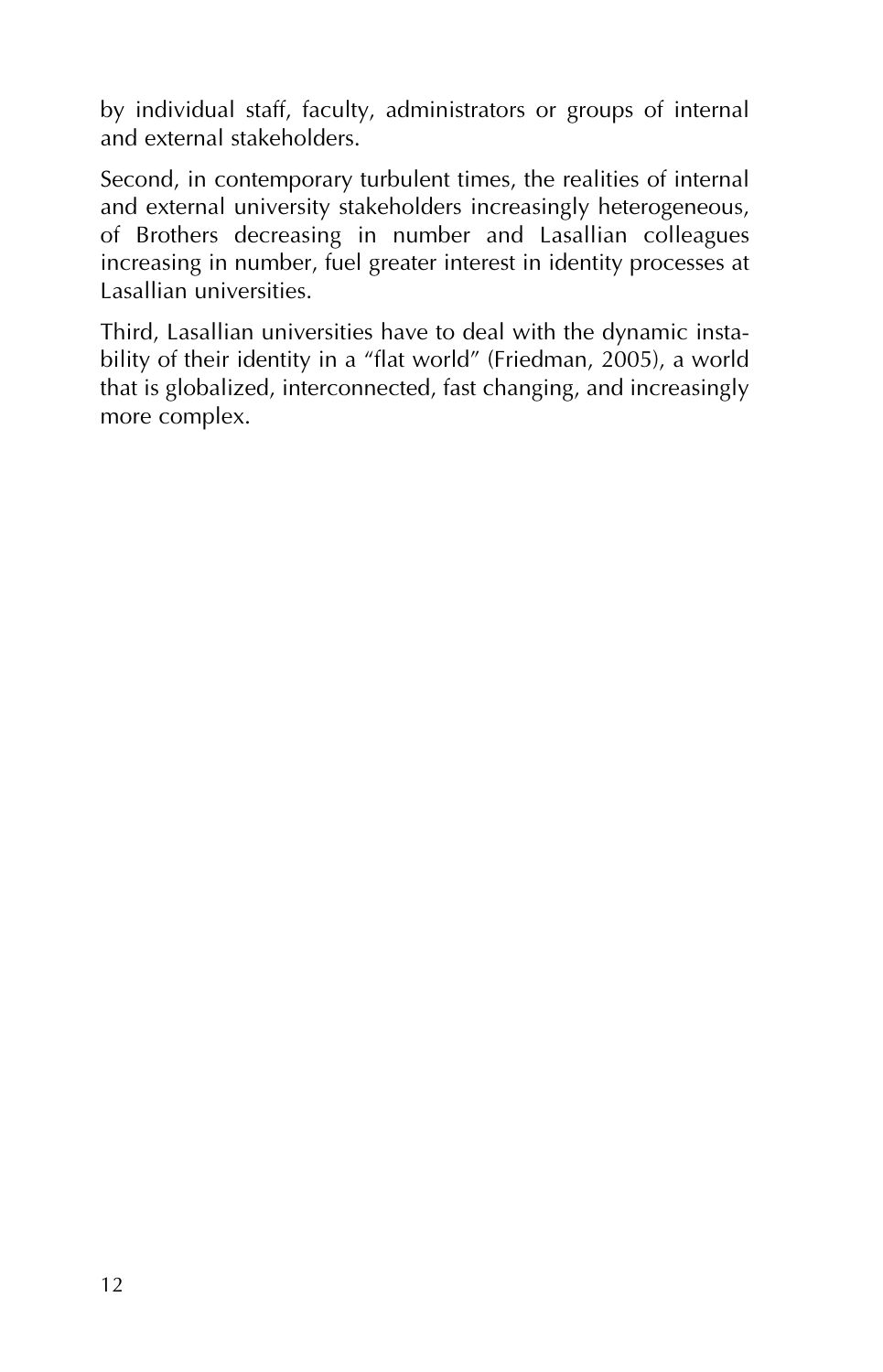by individual staff, faculty, administrators or groups of internal and external stakeholders.

Second, in contemporary turbulent times, the realities of internal and external university stakeholders increasingly heterogeneous, of Brothers decreasing in number and Lasallian colleagues increasing in number, fuel greater interest in identity processes at Lasallian universities.

Third, Lasallian universities have to deal with the dynamic instability of their identity in a "flat world" (Friedman, 2005), a world that is globalized, interconnected, fast changing, and increasingly more complex.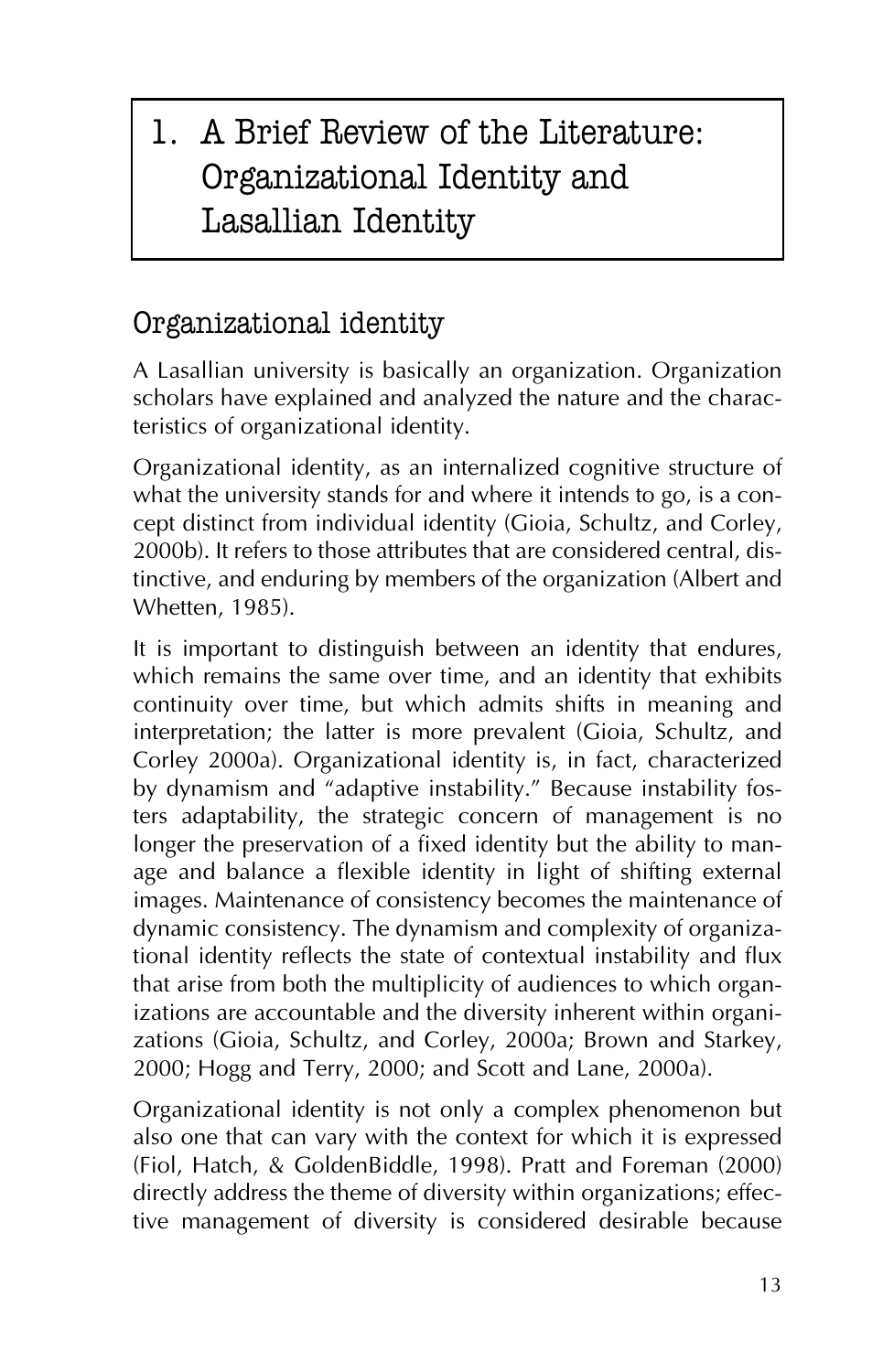# 1. A Brief Review of the Literature: Organizational Identity and Lasallian Identity

## Organizational identity

A Lasallian university is basically an organization. Organization scholars have explained and analyzed the nature and the characteristics of organizational identity.

Organizational identity, as an internalized cognitive structure of what the university stands for and where it intends to go, is a concept distinct from individual identity (Gioia, Schultz, and Corley, 2000b). It refers to those attributes that are considered central, distinctive, and enduring by members of the organization (Albert and Whetten, 1985).

It is important to distinguish between an identity that endures, which remains the same over time, and an identity that exhibits continuity over time, but which admits shifts in meaning and interpretation; the latter is more prevalent (Gioia, Schultz, and Corley 2000a). Organizational identity is, in fact, characterized by dynamism and "adaptive instability." Because instability fosters adaptability, the strategic concern of management is no longer the preservation of a fixed identity but the ability to manage and balance a flexible identity in light of shifting external images. Maintenance of consistency becomes the maintenance of dynamic consistency. The dynamism and complexity of organizational identity reflects the state of contextual instability and flux that arise from both the multiplicity of audiences to which organizations are accountable and the diversity inherent within organizations (Gioia, Schultz, and Corley, 2000a; Brown and Starkey, 2000; Hogg and Terry, 2000; and Scott and Lane, 2000a).

Organizational identity is not only a complex phenomenon but also one that can vary with the context for which it is expressed (Fiol, Hatch, & GoldenBiddle, 1998). Pratt and Foreman (2000) directly address the theme of diversity within organizations; effective management of diversity is considered desirable because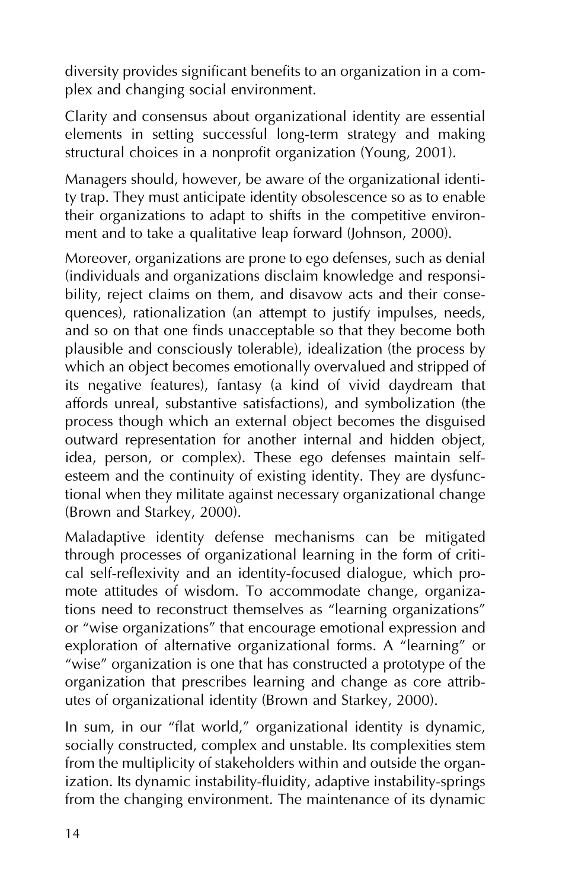diversity provides significant benefits to an organization in a complex and changing social environment.

Clarity and consensus about organizational identity are essential elements in setting successful long-term strategy and making structural choices in a nonprofit organization (Young, 2001).

Managers should, however, be aware of the organizational identity trap. They must anticipate identity obsolescence so as to enable their organizations to adapt to shifts in the competitive environment and to take a qualitative leap forward (Johnson, 2000).

Moreover, organizations are prone to ego defenses, such as denial (individuals and organizations disclaim knowledge and responsibility, reject claims on them, and disavow acts and their consequences), rationalization (an attempt to justify impulses, needs, and so on that one finds unacceptable so that they become both plausible and consciously tolerable), idealization (the process by which an object becomes emotionally overvalued and stripped of its negative features), fantasy (a kind of vivid daydream that affords unreal, substantive satisfactions), and symbolization (the process though which an external object becomes the disguised outward representation for another internal and hidden object, idea, person, or complex). These ego defenses maintain self-esteem and the continuity of existing identity. They are dysfunctional when they militate against necessary organizational change (Brown and Starkey, 2000).

Maladaptive identity defense mechanisms can be mitigated through processes of organizational learning in the form of critical self-reflexivity and an identity-focused dialogue, which promote attitudes of wisdom. To accommodate change, organizations need to reconstruct themselves as "learning organizations" or "wise organizations" that encourage emotional expression and exploration of alternative organizational forms. A "learning" or "wise" organization is one that has constructed a prototype of the organization that prescribes learning and change as core attributes of organizational identity (Brown and Starkey, 2000).

In sum, in our "flat world," organizational identity is dynamic, socially constructed, complex and unstable. Its complexities stem from the multiplicity of stakeholders within and outside the organization. Its dynamic instability-fluidity, adaptive instability-springs from the changing environment. The maintenance of its dynamic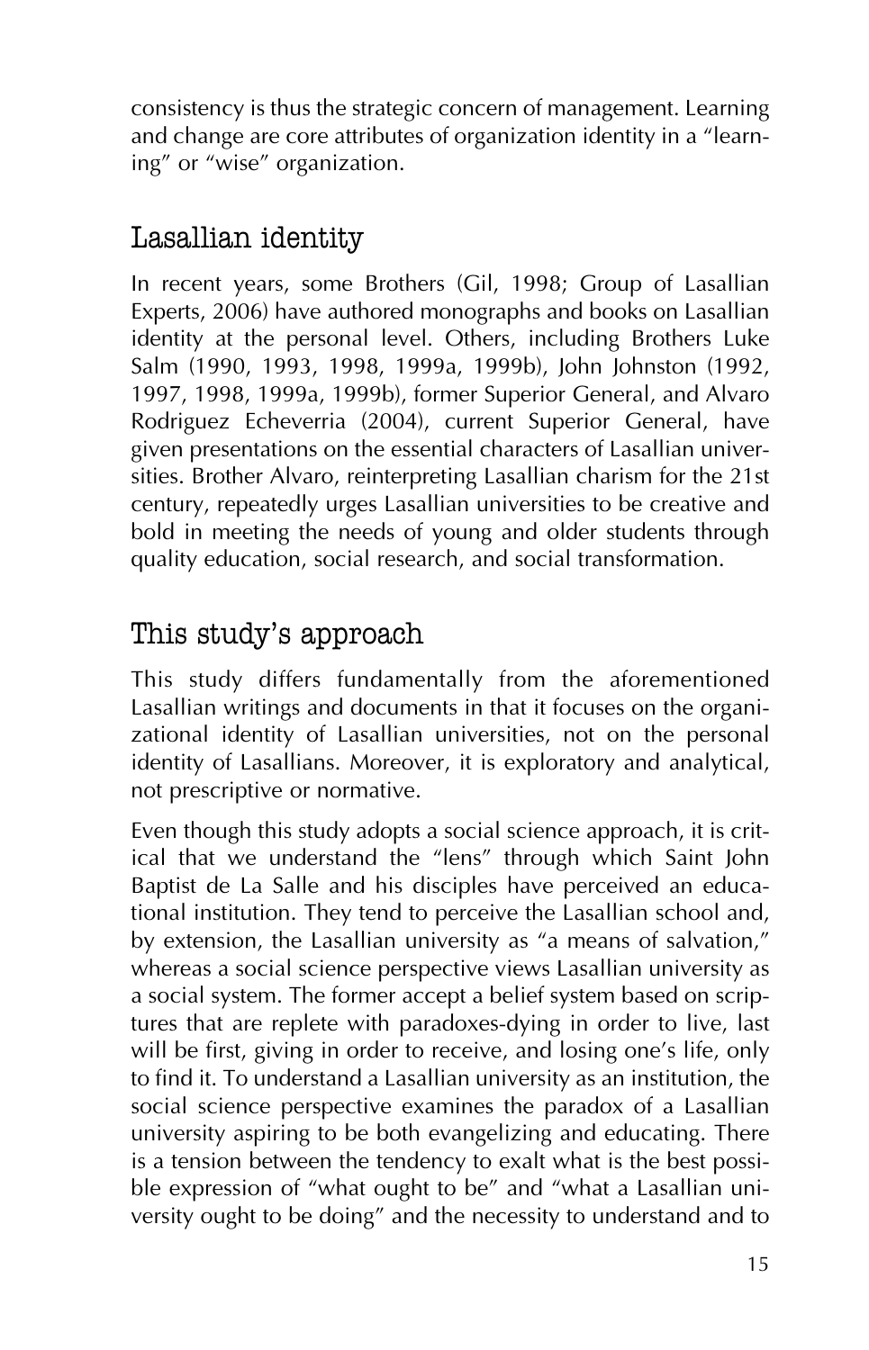consistency is thus the strategic concern of management. Learning and change are core attributes of organization identity in a "learning" or "wise" organization.

## Lasallian identity

In recent years, some Brothers (Gil, 1998; Group of Lasallian Experts, 2006) have authored monographs and books on Lasallian identity at the personal level. Others, including Brothers Luke Salm (1990, 1993, 1998, 1999a, 1999b), John Johnston (1992, 1997, 1998, 1999a, 1999b), former Superior General, and Alvaro Rodriguez Echeverria (2004), current Superior General, have given presentations on the essential characters of Lasallian universities. Brother Alvaro, reinterpreting Lasallian charism for the 21st century, repeatedly urges Lasallian universities to be creative and bold in meeting the needs of young and older students through quality education, social research, and social transformation.

## This study's approach

This study differs fundamentally from the aforementioned Lasallian writings and documents in that it focuses on the organizational identity of Lasallian universities, not on the personal identity of Lasallians. Moreover, it is exploratory and analytical, not prescriptive or normative.

Even though this study adopts a social science approach, it is critical that we understand the "lens" through which Saint John Baptist de La Salle and his disciples have perceived an educational institution. They tend to perceive the Lasallian school and, by extension, the Lasallian university as "a means of salvation," whereas a social science perspective views Lasallian university as a social system. The former accept a belief system based on scriptures that are replete with paradoxes-dying in order to live, last will be first, giving in order to receive, and losing one's life, only to find it. To understand a Lasallian university as an institution, the social science perspective examines the paradox of a Lasallian university aspiring to be both evangelizing and educating. There is a tension between the tendency to exalt what is the best possible expression of "what ought to be" and "what a Lasallian university ought to be doing" and the necessity to understand and to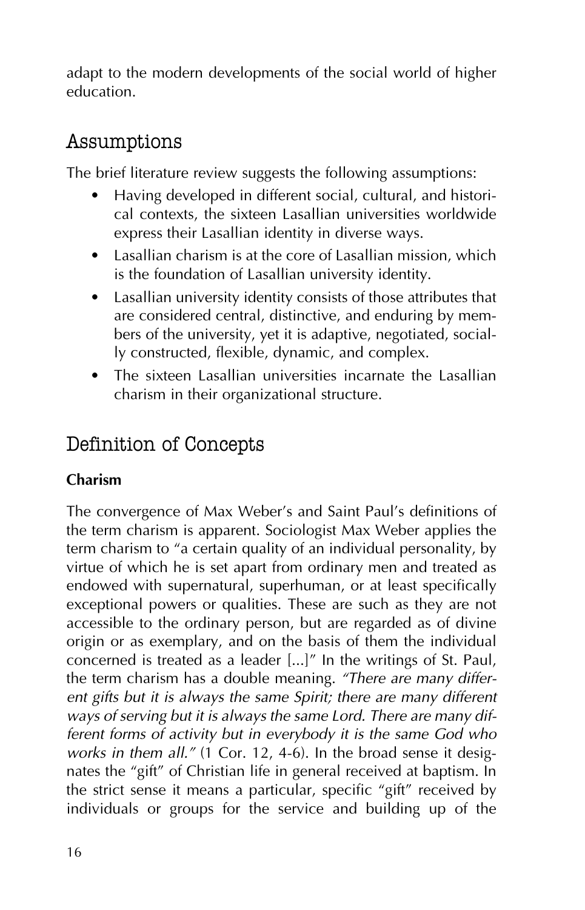adapt to the modern developments of the social world of higher education.

## Assumptions

The brief literature review suggests the following assumptions:

- Having developed in different social, cultural, and historical contexts, the sixteen Lasallian universities worldwide express their Lasallian identity in diverse ways.
- Lasallian charism is at the core of Lasallian mission, which is the foundation of Lasallian university identity.
- Lasallian university identity consists of those attributes that are considered central, distinctive, and enduring by members of the university, yet it is adaptive, negotiated, socially constructed, flexible, dynamic, and complex.
- The sixteen Lasallian universities incarnate the Lasallian charism in their organizational structure.

## Definition of Concepts

### Charism

The convergence of Max Weber's and Saint Paul's definitions of the term charism is apparent. Sociologist Max Weber applies the term charism to "a certain quality of an individual personality, by virtue of which he is set apart from ordinary men and treated as endowed with supernatural, superhuman, or at least specifically exceptional powers or qualities. These are such as they are not accessible to the ordinary person, but are regarded as of divine origin or as exemplary, and on the basis of them the individual concerned is treated as a leader [...]" In the writings of St. Paul, the term charism has a double meaning. *"There are many different gifts but it is always the same Spirit; there are many different ways of serving but it is always the same Lord. There are many different forms of activity but in everybody it is the same God who works in them all."* (1 Cor. 12, 4-6). In the broad sense it designates the "gift" of Christian life in general received at baptism. In the strict sense it means a particular, specific "gift" received by individuals or groups for the service and building up of the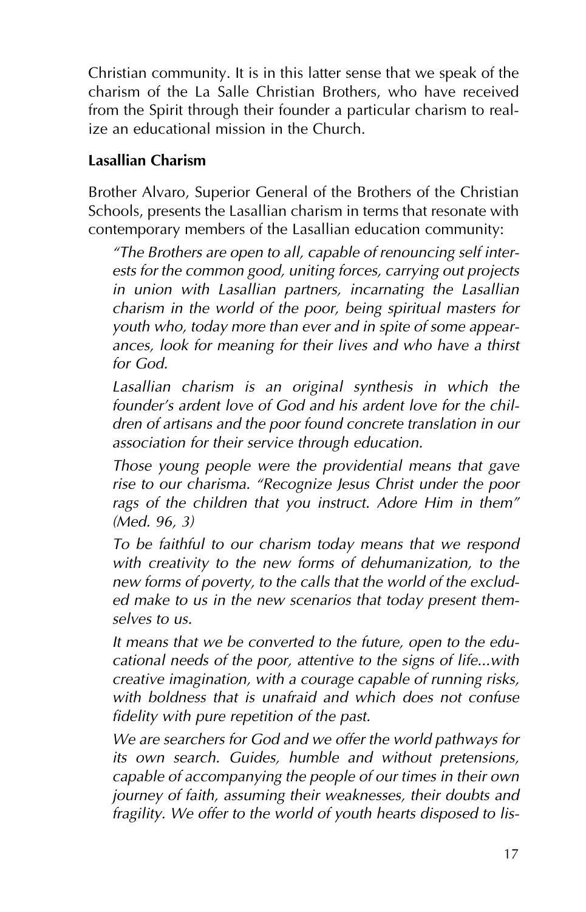Christian community. It is in this latter sense that we speak of the charism of the La Salle Christian Brothers, who have received from the Spirit through their founder a particular charism to realize an educational mission in the Church.

### Lasallian Charism

Brother Alvaro, Superior General of the Brothers of the Christian Schools, presents the Lasallian charism in terms that resonate with contemporary members of the Lasallian education community:

> *"The Brothers are open to all, capable of renouncing self interests for the common good, uniting forces, carrying out projects in union with Lasallian partners, incarnating the Lasallian charism in the world of the poor, being spiritual masters for youth who, today more than ever and in spite of some appearances, look for meaning for their lives and who have a thirst for God.*
>
> *Lasallian charism is an original synthesis in which the founder's ardent love of God and his ardent love for the children of artisans and the poor found concrete translation in our association for their service through education.*
>
> *Those young people were the providential means that gave rise to our charisma. "Recognize Jesus Christ under the poor rags of the children that you instruct. Adore Him in them" (Med. 96, 3)*
>
> *To be faithful to our charism today means that we respond with creativity to the new forms of dehumanization, to the new forms of poverty, to the calls that the world of the excluded make to us in the new scenarios that today present themselves to us.*
>
> *It means that we be converted to the future, open to the educational needs of the poor, attentive to the signs of life...with creative imagination, with a courage capable of running risks, with boldness that is unafraid and which does not confuse fidelity with pure repetition of the past.*
>
> *We are searchers for God and we offer the world pathways for its own search. Guides, humble and without pretensions, capable of accompanying the people of our times in their own journey of faith, assuming their weaknesses, their doubts and fragility. We offer to the world of youth hearts disposed to lis-*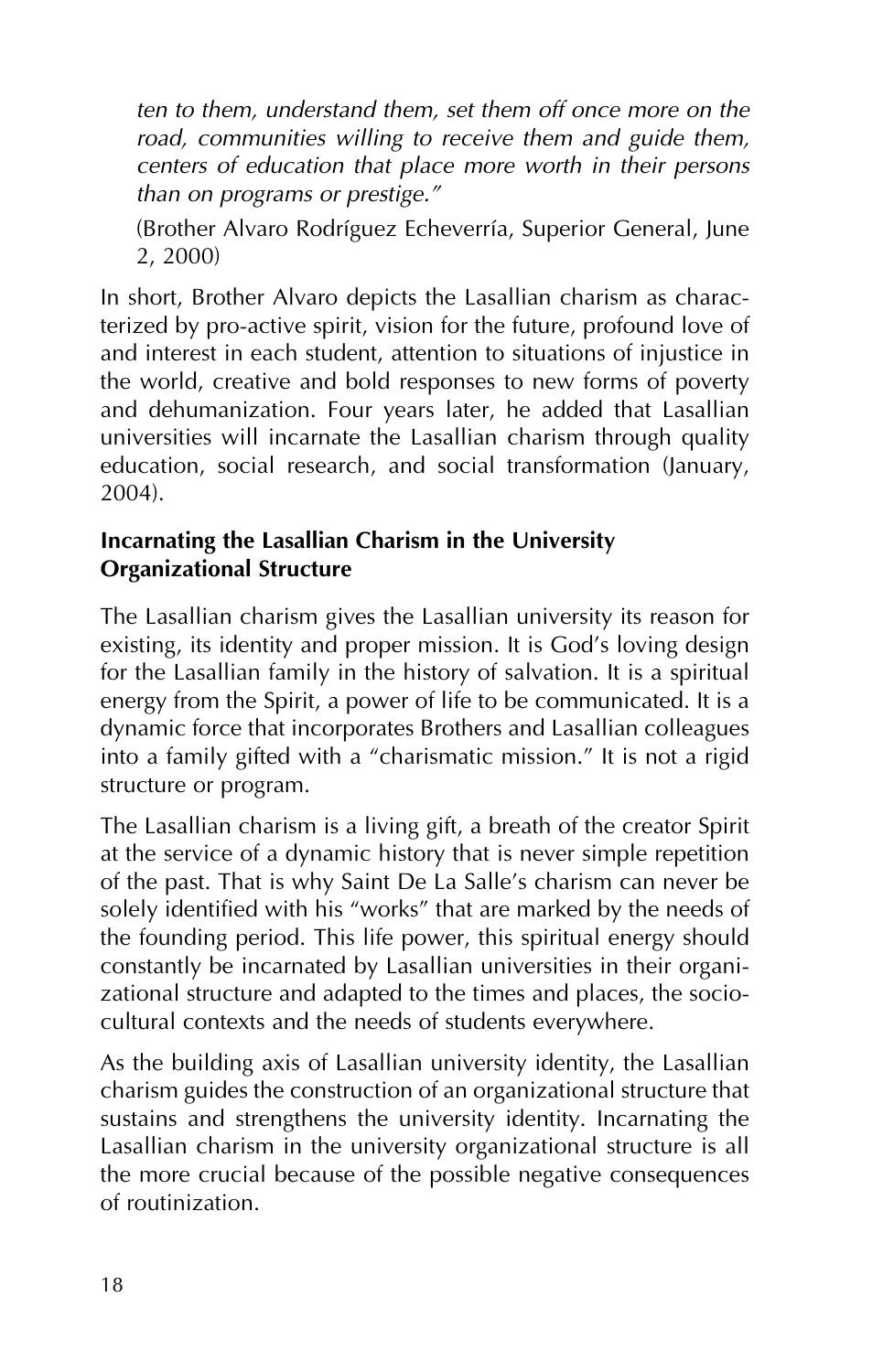*ten to them, understand them, set them off once more on the road, communities willing to receive them and guide them, centers of education that place more worth in their persons than on programs or prestige."*

(Brother Alvaro Rodríguez Echeverría, Superior General, June 2, 2000)

In short, Brother Alvaro depicts the Lasallian charism as characterized by pro-active spirit, vision for the future, profound love of and interest in each student, attention to situations of injustice in the world, creative and bold responses to new forms of poverty and dehumanization. Four years later, he added that Lasallian universities will incarnate the Lasallian charism through quality education, social research, and social transformation (January, 2004).

**Incarnating the Lasallian Charism in the University Organizational Structure**

The Lasallian charism gives the Lasallian university its reason for existing, its identity and proper mission. It is God's loving design for the Lasallian family in the history of salvation. It is a spiritual energy from the Spirit, a power of life to be communicated. It is a dynamic force that incorporates Brothers and Lasallian colleagues into a family gifted with a "charismatic mission." It is not a rigid structure or program.

The Lasallian charism is a living gift, a breath of the creator Spirit at the service of a dynamic history that is never simple repetition of the past. That is why Saint De La Salle's charism can never be solely identified with his "works" that are marked by the needs of the founding period. This life power, this spiritual energy should constantly be incarnated by Lasallian universities in their organizational structure and adapted to the times and places, the socio-cultural contexts and the needs of students everywhere.

As the building axis of Lasallian university identity, the Lasallian charism guides the construction of an organizational structure that sustains and strengthens the university identity. Incarnating the Lasallian charism in the university organizational structure is all the more crucial because of the possible negative consequences of routinization.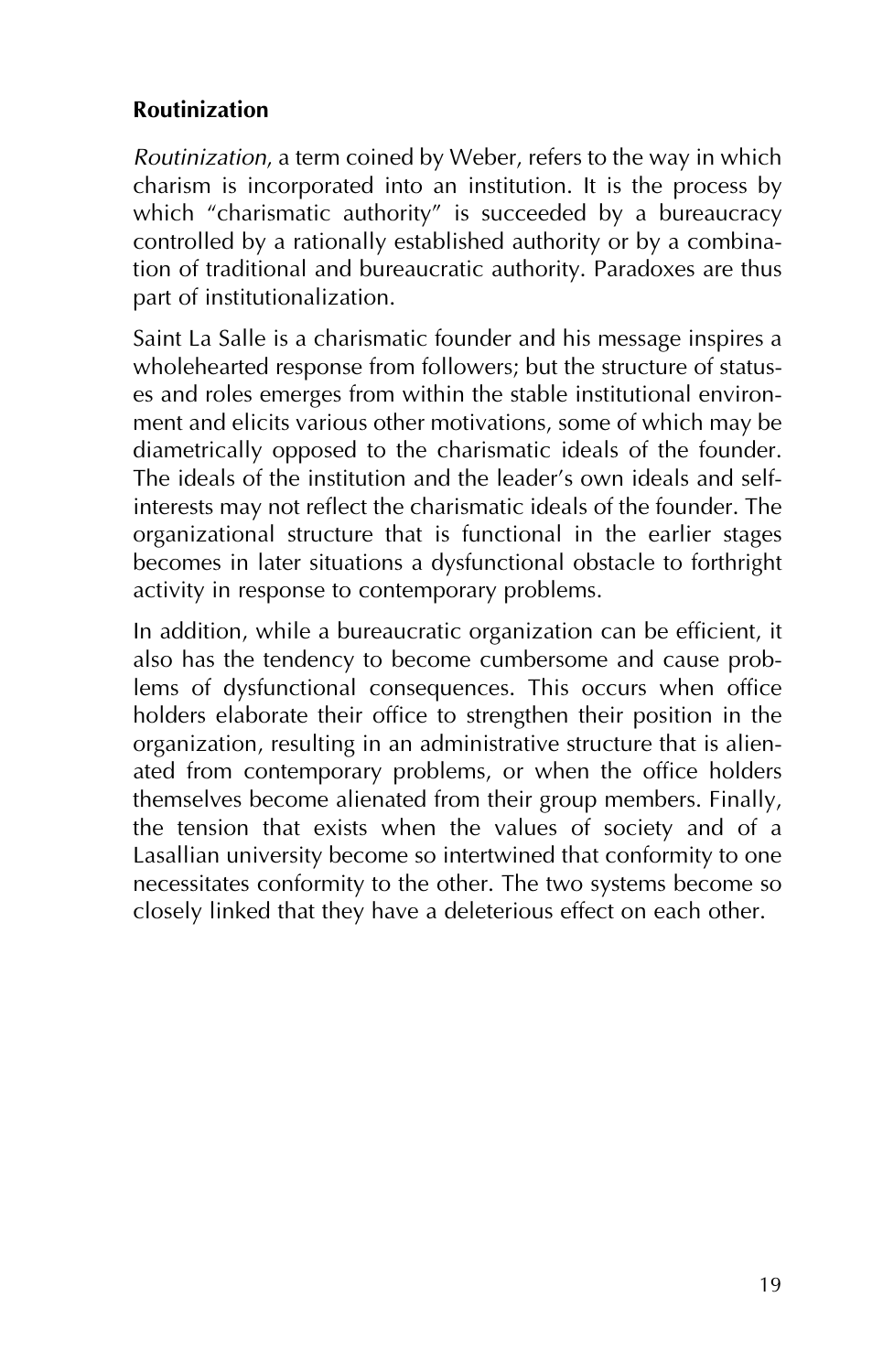### Routinization

*Routinization*, a term coined by Weber, refers to the way in which charism is incorporated into an institution. It is the process by which "charismatic authority" is succeeded by a bureaucracy controlled by a rationally established authority or by a combination of traditional and bureaucratic authority. Paradoxes are thus part of institutionalization.

Saint La Salle is a charismatic founder and his message inspires a wholehearted response from followers; but the structure of statuses and roles emerges from within the stable institutional environment and elicits various other motivations, some of which may be diametrically opposed to the charismatic ideals of the founder. The ideals of the institution and the leader's own ideals and self-interests may not reflect the charismatic ideals of the founder. The organizational structure that is functional in the earlier stages becomes in later situations a dysfunctional obstacle to forthright activity in response to contemporary problems.

In addition, while a bureaucratic organization can be efficient, it also has the tendency to become cumbersome and cause problems of dysfunctional consequences. This occurs when office holders elaborate their office to strengthen their position in the organization, resulting in an administrative structure that is alienated from contemporary problems, or when the office holders themselves become alienated from their group members. Finally, the tension that exists when the values of society and of a Lasallian university become so intertwined that conformity to one necessitates conformity to the other. The two systems become so closely linked that they have a deleterious effect on each other.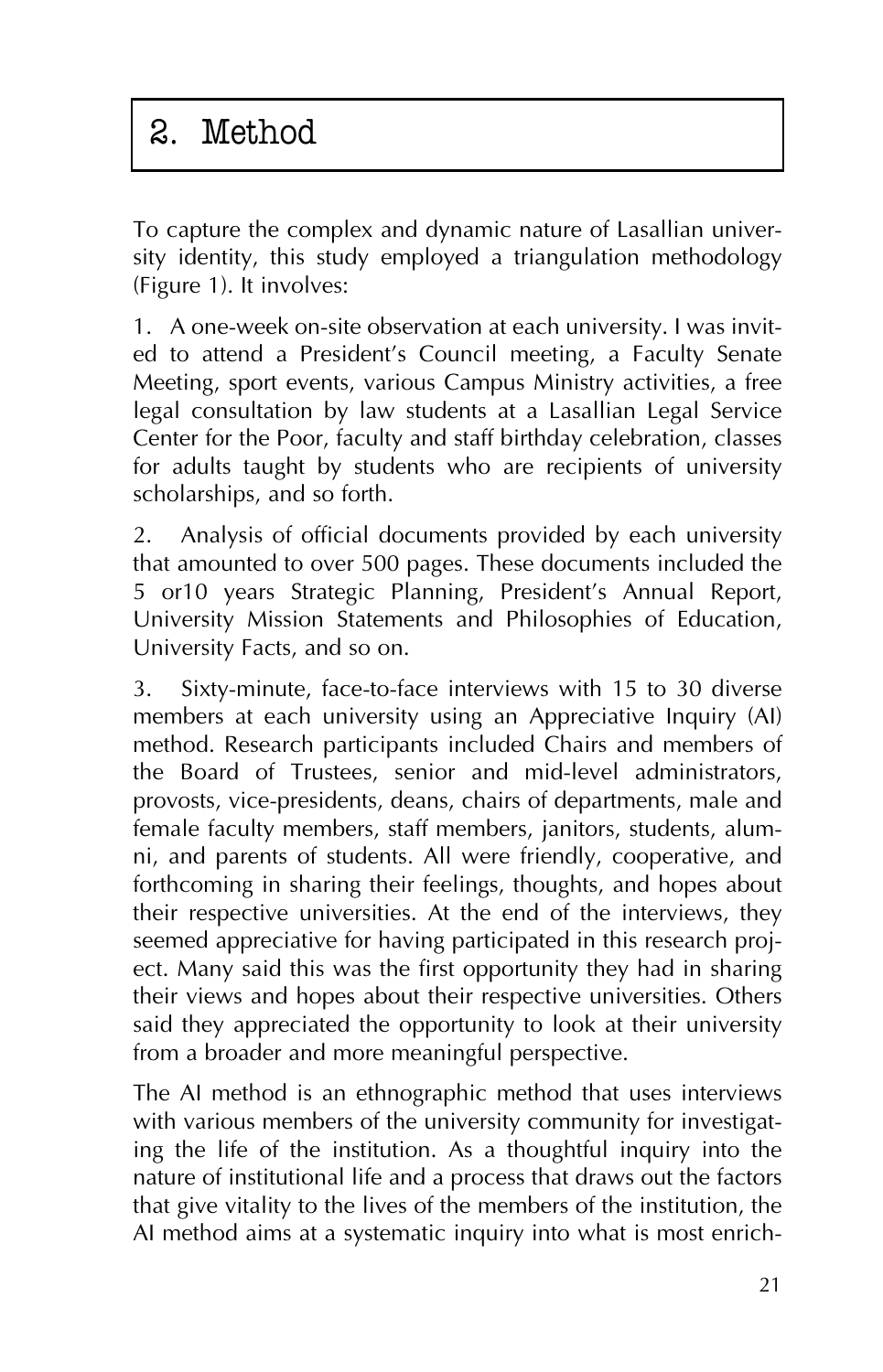# 2. Method

To capture the complex and dynamic nature of Lasallian university identity, this study employed a triangulation methodology (Figure 1). It involves:

1. A one-week on-site observation at each university. I was invited to attend a President's Council meeting, a Faculty Senate Meeting, sport events, various Campus Ministry activities, a free legal consultation by law students at a Lasallian Legal Service Center for the Poor, faculty and staff birthday celebration, classes for adults taught by students who are recipients of university scholarships, and so forth.

2. Analysis of official documents provided by each university that amounted to over 500 pages. These documents included the 5 or10 years Strategic Planning, President's Annual Report, University Mission Statements and Philosophies of Education, University Facts, and so on.

3. Sixty-minute, face-to-face interviews with 15 to 30 diverse members at each university using an Appreciative Inquiry (AI) method. Research participants included Chairs and members of the Board of Trustees, senior and mid-level administrators, provosts, vice-presidents, deans, chairs of departments, male and female faculty members, staff members, janitors, students, alumni, and parents of students. All were friendly, cooperative, and forthcoming in sharing their feelings, thoughts, and hopes about their respective universities. At the end of the interviews, they seemed appreciative for having participated in this research project. Many said this was the first opportunity they had in sharing their views and hopes about their respective universities. Others said they appreciated the opportunity to look at their university from a broader and more meaningful perspective.

The AI method is an ethnographic method that uses interviews with various members of the university community for investigating the life of the institution. As a thoughtful inquiry into the nature of institutional life and a process that draws out the factors that give vitality to the lives of the members of the institution, the AI method aims at a systematic inquiry into what is most enrich-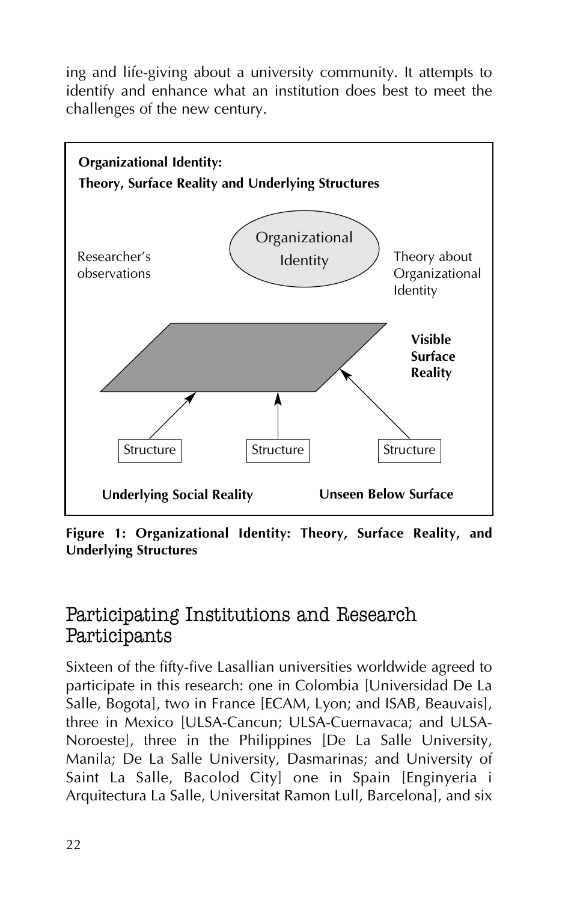ing and life-giving about a university community. It attempts to identify and enhance what an institution does best to meet the challenges of the new century.

**Organizational Identity:**
**Theory, Surface Reality and Underlying Structures**

Organizational Identity

Researcher's observations

Theory about Organizational Identity

**Visible Surface Reality**

Structure

Structure

Structure

**Underlying Social Reality**

**Unseen Below Surface**

**Figure 1: Organizational Identity: Theory, Surface Reality, and Underlying Structures**

## Participating Institutions and Research Participants

Sixteen of the fifty-five Lasallian universities worldwide agreed to participate in this research: one in Colombia [Universidad De La Salle, Bogota], two in France [ECAM, Lyon; and ISAB, Beauvais], three in Mexico [ULSA-Cancun; ULSA-Cuernavaca; and ULSA-Noroeste], three in the Philippines [De La Salle University, Manila; De La Salle University, Dasmarinas; and University of Saint La Salle, Bacolod City] one in Spain [Enginyeria i Arquitectura La Salle, Universitat Ramon Lull, Barcelona], and six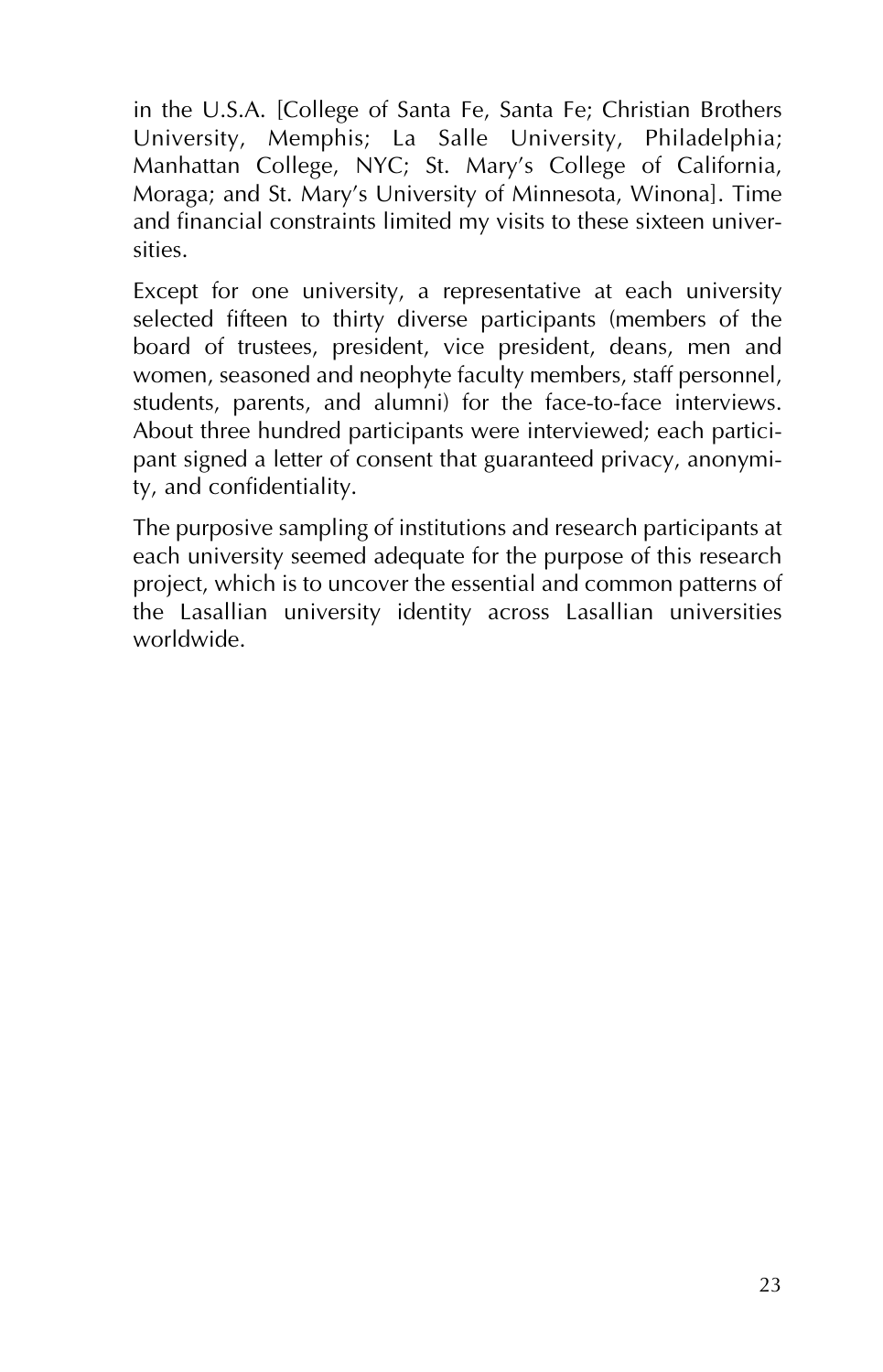in the U.S.A. [College of Santa Fe, Santa Fe; Christian Brothers University, Memphis; La Salle University, Philadelphia; Manhattan College, NYC; St. Mary's College of California, Moraga; and St. Mary's University of Minnesota, Winona]. Time and financial constraints limited my visits to these sixteen universities.

Except for one university, a representative at each university selected fifteen to thirty diverse participants (members of the board of trustees, president, vice president, deans, men and women, seasoned and neophyte faculty members, staff personnel, students, parents, and alumni) for the face-to-face interviews. About three hundred participants were interviewed; each participant signed a letter of consent that guaranteed privacy, anonymity, and confidentiality.

The purposive sampling of institutions and research participants at each university seemed adequate for the purpose of this research project, which is to uncover the essential and common patterns of the Lasallian university identity across Lasallian universities worldwide.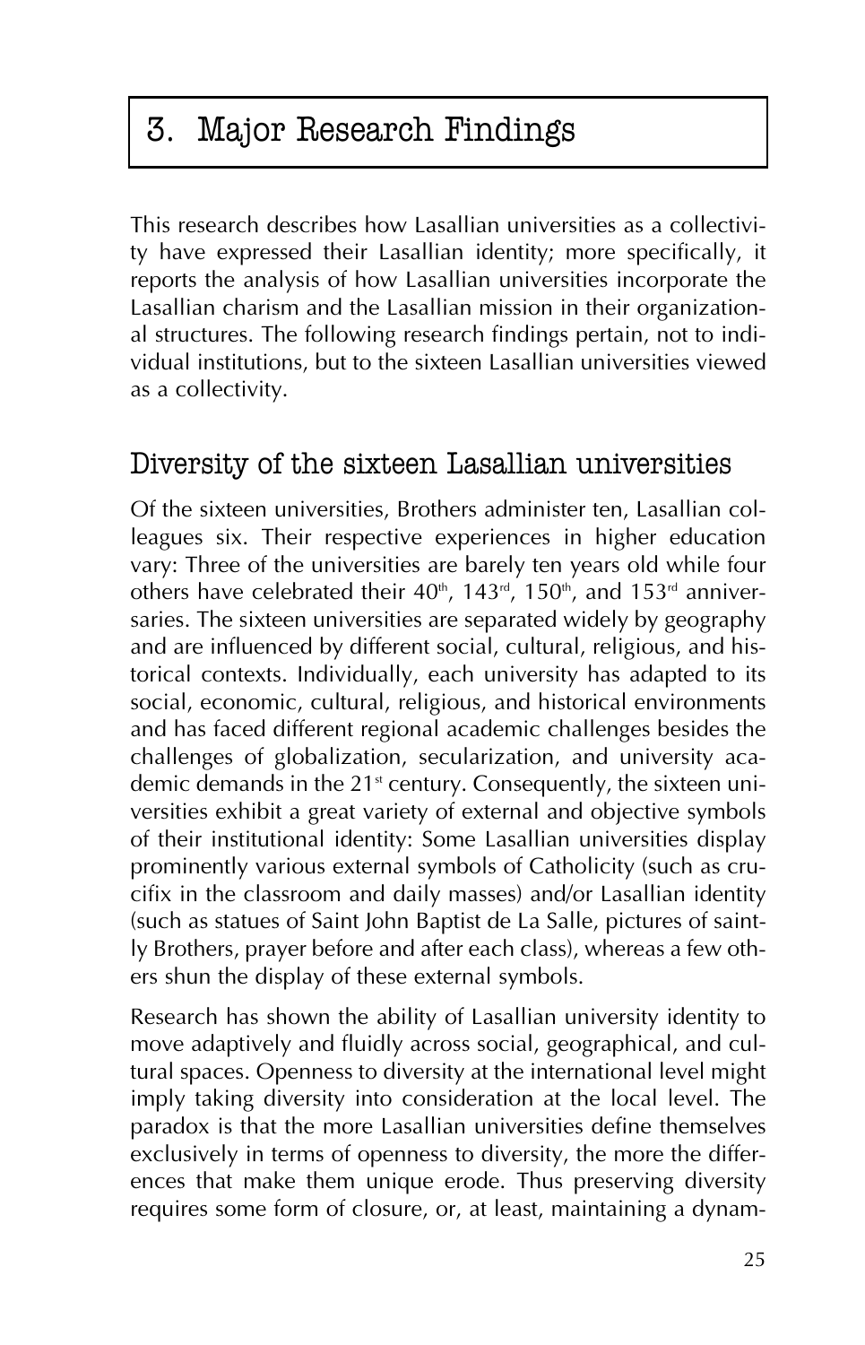# 3. Major Research Findings

This research describes how Lasallian universities as a collectivity have expressed their Lasallian identity; more specifically, it reports the analysis of how Lasallian universities incorporate the Lasallian charism and the Lasallian mission in their organizational structures. The following research findings pertain, not to individual institutions, but to the sixteen Lasallian universities viewed as a collectivity.

## Diversity of the sixteen Lasallian universities

Of the sixteen universities, Brothers administer ten, Lasallian colleagues six. Their respective experiences in higher education vary: Three of the universities are barely ten years old while four others have celebrated their 40th, 143rd, 150th, and 153rd anniversaries. The sixteen universities are separated widely by geography and are influenced by different social, cultural, religious, and historical contexts. Individually, each university has adapted to its social, economic, cultural, religious, and historical environments and has faced different regional academic challenges besides the challenges of globalization, secularization, and university academic demands in the 21st century. Consequently, the sixteen universities exhibit a great variety of external and objective symbols of their institutional identity: Some Lasallian universities display prominently various external symbols of Catholicity (such as crucifix in the classroom and daily masses) and/or Lasallian identity (such as statues of Saint John Baptist de La Salle, pictures of saintly Brothers, prayer before and after each class), whereas a few others shun the display of these external symbols.

Research has shown the ability of Lasallian university identity to move adaptively and fluidly across social, geographical, and cultural spaces. Openness to diversity at the international level might imply taking diversity into consideration at the local level. The paradox is that the more Lasallian universities define themselves exclusively in terms of openness to diversity, the more the differences that make them unique erode. Thus preserving diversity requires some form of closure, or, at least, maintaining a dynam-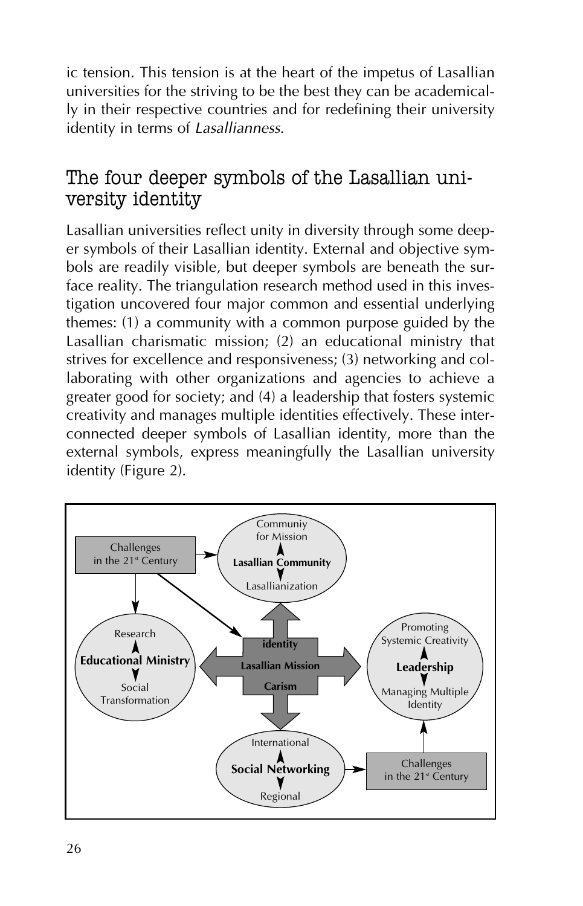ic tension. This tension is at the heart of the impetus of Lasallian universities for the striving to be the best they can be academically in their respective countries and for redefining their university identity in terms of *Lasallianness*.

## The four deeper symbols of the Lasallian university identity

Lasallian universities reflect unity in diversity through some deeper symbols of their Lasallian identity. External and objective symbols are readily visible, but deeper symbols are beneath the surface reality. The triangulation research method used in this investigation uncovered four major common and essential underlying themes: (1) a community with a common purpose guided by the Lasallian charismatic mission; (2) an educational ministry that strives for excellence and responsiveness; (3) networking and collaborating with other organizations and agencies to achieve a greater good for society; and (4) a leadership that fosters systemic creativity and manages multiple identities effectively. These interconnected deeper symbols of Lasallian identity, more than the external symbols, express meaningfully the Lasallian university identity (Figure 2).

Challenges in the 21st Century

Communiy for Mission
**Lasallian Community**
Lasallianization

Research
**Educational Ministry**
Social Transformation

identity
Lasallian Mission
Carism

Promoting Systemic Creativity
**Leadership**
Managing Multiple Identity

International
**Social Networking**
Regional

Challenges in the 21st Century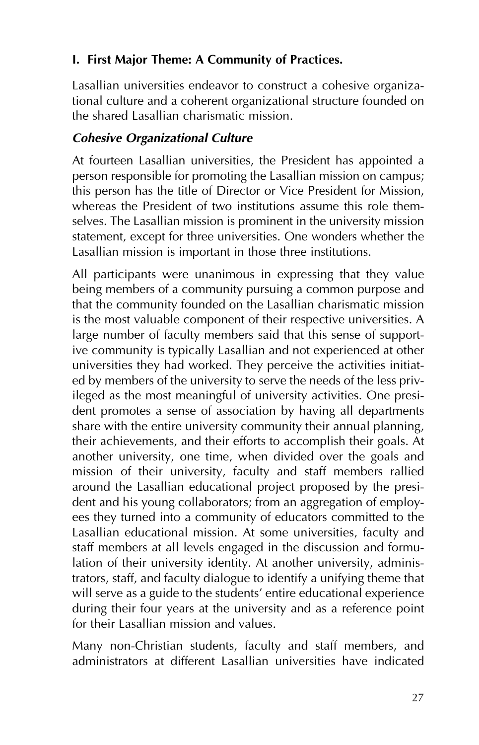## I. First Major Theme: A Community of Practices.

Lasallian universities endeavor to construct a cohesive organizational culture and a coherent organizational structure founded on the shared Lasallian charismatic mission.

### *Cohesive Organizational Culture*

At fourteen Lasallian universities, the President has appointed a person responsible for promoting the Lasallian mission on campus; this person has the title of Director or Vice President for Mission, whereas the President of two institutions assume this role themselves. The Lasallian mission is prominent in the university mission statement, except for three universities. One wonders whether the Lasallian mission is important in those three institutions.

All participants were unanimous in expressing that they value being members of a community pursuing a common purpose and that the community founded on the Lasallian charismatic mission is the most valuable component of their respective universities. A large number of faculty members said that this sense of supportive community is typically Lasallian and not experienced at other universities they had worked. They perceive the activities initiated by members of the university to serve the needs of the less privileged as the most meaningful of university activities. One president promotes a sense of association by having all departments share with the entire university community their annual planning, their achievements, and their efforts to accomplish their goals. At another university, one time, when divided over the goals and mission of their university, faculty and staff members rallied around the Lasallian educational project proposed by the president and his young collaborators; from an aggregation of employees they turned into a community of educators committed to the Lasallian educational mission. At some universities, faculty and staff members at all levels engaged in the discussion and formulation of their university identity. At another university, administrators, staff, and faculty dialogue to identify a unifying theme that will serve as a guide to the students' entire educational experience during their four years at the university and as a reference point for their Lasallian mission and values.

Many non-Christian students, faculty and staff members, and administrators at different Lasallian universities have indicated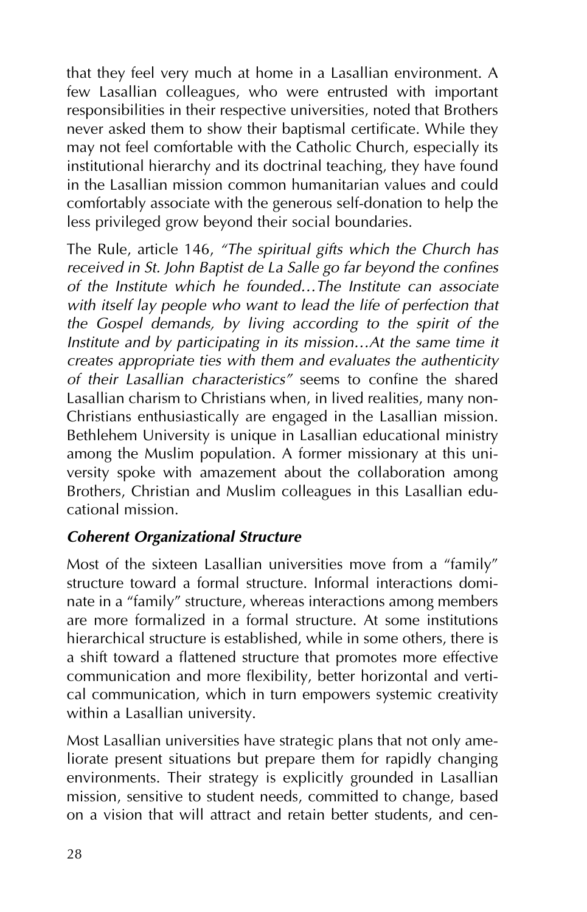that they feel very much at home in a Lasallian environment. A few Lasallian colleagues, who were entrusted with important responsibilities in their respective universities, noted that Brothers never asked them to show their baptismal certificate. While they may not feel comfortable with the Catholic Church, especially its institutional hierarchy and its doctrinal teaching, they have found in the Lasallian mission common humanitarian values and could comfortably associate with the generous self-donation to help the less privileged grow beyond their social boundaries.

The Rule, article 146, *"The spiritual gifts which the Church has received in St. John Baptist de La Salle go far beyond the confines of the Institute which he founded…The Institute can associate with itself lay people who want to lead the life of perfection that the Gospel demands, by living according to the spirit of the Institute and by participating in its mission…At the same time it creates appropriate ties with them and evaluates the authenticity of their Lasallian characteristics"* seems to confine the shared Lasallian charism to Christians when, in lived realities, many non-Christians enthusiastically are engaged in the Lasallian mission. Bethlehem University is unique in Lasallian educational ministry among the Muslim population. A former missionary at this university spoke with amazement about the collaboration among Brothers, Christian and Muslim colleagues in this Lasallian educational mission.

### *Coherent Organizational Structure*

Most of the sixteen Lasallian universities move from a "family" structure toward a formal structure. Informal interactions dominate in a "family" structure, whereas interactions among members are more formalized in a formal structure. At some institutions hierarchical structure is established, while in some others, there is a shift toward a flattened structure that promotes more effective communication and more flexibility, better horizontal and vertical communication, which in turn empowers systemic creativity within a Lasallian university.

Most Lasallian universities have strategic plans that not only ameliorate present situations but prepare them for rapidly changing environments. Their strategy is explicitly grounded in Lasallian mission, sensitive to student needs, committed to change, based on a vision that will attract and retain better students, and cen-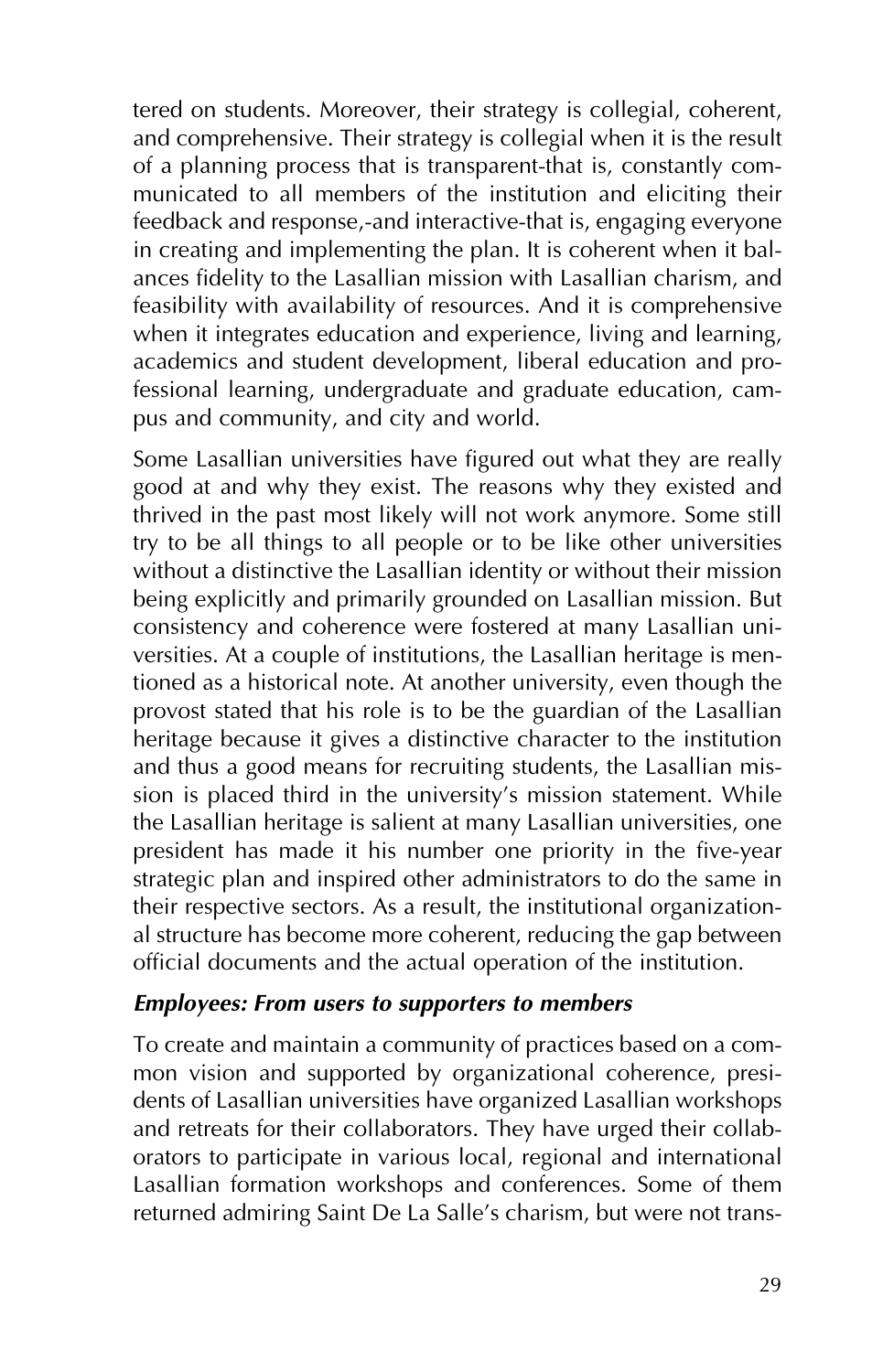tered on students. Moreover, their strategy is collegial, coherent, and comprehensive. Their strategy is collegial when it is the result of a planning process that is transparent-that is, constantly communicated to all members of the institution and eliciting their feedback and response,-and interactive-that is, engaging everyone in creating and implementing the plan. It is coherent when it balances fidelity to the Lasallian mission with Lasallian charism, and feasibility with availability of resources. And it is comprehensive when it integrates education and experience, living and learning, academics and student development, liberal education and professional learning, undergraduate and graduate education, campus and community, and city and world.

Some Lasallian universities have figured out what they are really good at and why they exist. The reasons why they existed and thrived in the past most likely will not work anymore. Some still try to be all things to all people or to be like other universities without a distinctive the Lasallian identity or without their mission being explicitly and primarily grounded on Lasallian mission. But consistency and coherence were fostered at many Lasallian universities. At a couple of institutions, the Lasallian heritage is mentioned as a historical note. At another university, even though the provost stated that his role is to be the guardian of the Lasallian heritage because it gives a distinctive character to the institution and thus a good means for recruiting students, the Lasallian mission is placed third in the university's mission statement. While the Lasallian heritage is salient at many Lasallian universities, one president has made it his number one priority in the five-year strategic plan and inspired other administrators to do the same in their respective sectors. As a result, the institutional organizational structure has become more coherent, reducing the gap between official documents and the actual operation of the institution.

### *Employees: From users to supporters to members*

To create and maintain a community of practices based on a common vision and supported by organizational coherence, presidents of Lasallian universities have organized Lasallian workshops and retreats for their collaborators. They have urged their collaborators to participate in various local, regional and international Lasallian formation workshops and conferences. Some of them returned admiring Saint De La Salle's charism, but were not trans-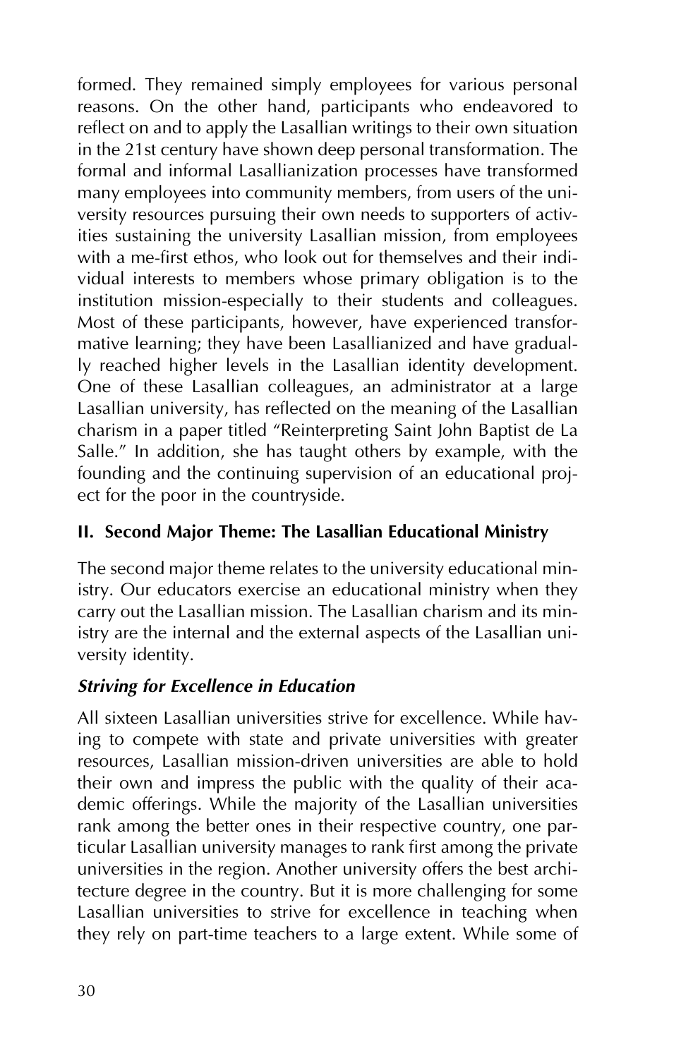formed. They remained simply employees for various personal reasons. On the other hand, participants who endeavored to reflect on and to apply the Lasallian writings to their own situation in the 21st century have shown deep personal transformation. The formal and informal Lasallianization processes have transformed many employees into community members, from users of the university resources pursuing their own needs to supporters of activities sustaining the university Lasallian mission, from employees with a me-first ethos, who look out for themselves and their individual interests to members whose primary obligation is to the institution mission-especially to their students and colleagues. Most of these participants, however, have experienced transformative learning; they have been Lasallianized and have gradually reached higher levels in the Lasallian identity development. One of these Lasallian colleagues, an administrator at a large Lasallian university, has reflected on the meaning of the Lasallian charism in a paper titled "Reinterpreting Saint John Baptist de La Salle." In addition, she has taught others by example, with the founding and the continuing supervision of an educational project for the poor in the countryside.

## II. Second Major Theme: The Lasallian Educational Ministry

The second major theme relates to the university educational ministry. Our educators exercise an educational ministry when they carry out the Lasallian mission. The Lasallian charism and its ministry are the internal and the external aspects of the Lasallian university identity.

### *Striving for Excellence in Education*

All sixteen Lasallian universities strive for excellence. While having to compete with state and private universities with greater resources, Lasallian mission-driven universities are able to hold their own and impress the public with the quality of their academic offerings. While the majority of the Lasallian universities rank among the better ones in their respective country, one particular Lasallian university manages to rank first among the private universities in the region. Another university offers the best architecture degree in the country. But it is more challenging for some Lasallian universities to strive for excellence in teaching when they rely on part-time teachers to a large extent. While some of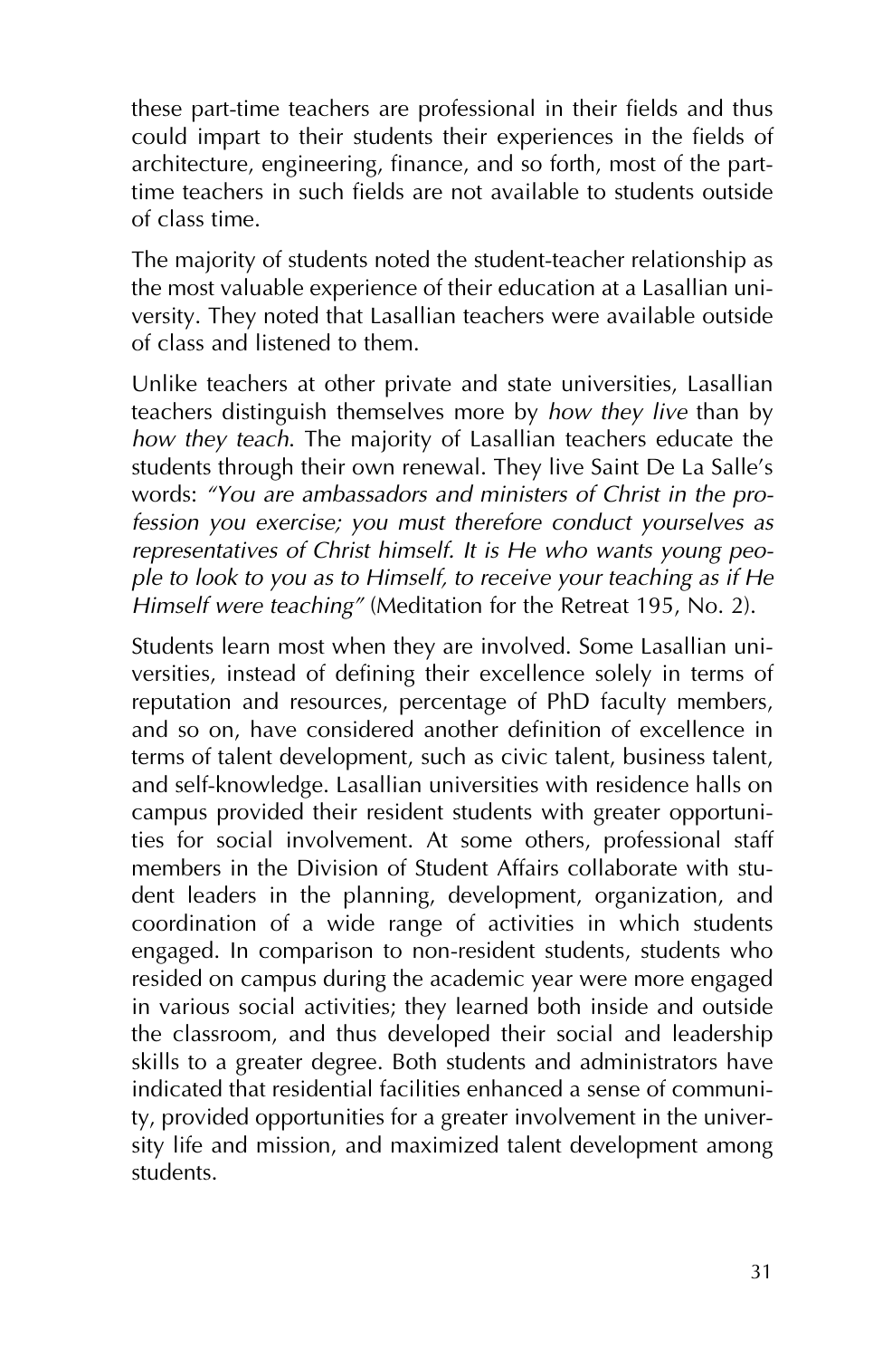these part-time teachers are professional in their fields and thus could impart to their students their experiences in the fields of architecture, engineering, finance, and so forth, most of the part-time teachers in such fields are not available to students outside of class time.

The majority of students noted the student-teacher relationship as the most valuable experience of their education at a Lasallian university. They noted that Lasallian teachers were available outside of class and listened to them.

Unlike teachers at other private and state universities, Lasallian teachers distinguish themselves more by *how they live* than by *how they teach*. The majority of Lasallian teachers educate the students through their own renewal. They live Saint De La Salle's words: *"You are ambassadors and ministers of Christ in the profession you exercise; you must therefore conduct yourselves as representatives of Christ himself. It is He who wants young people to look to you as to Himself, to receive your teaching as if He Himself were teaching"* (Meditation for the Retreat 195, No. 2).

Students learn most when they are involved. Some Lasallian universities, instead of defining their excellence solely in terms of reputation and resources, percentage of PhD faculty members, and so on, have considered another definition of excellence in terms of talent development, such as civic talent, business talent, and self-knowledge. Lasallian universities with residence halls on campus provided their resident students with greater opportunities for social involvement. At some others, professional staff members in the Division of Student Affairs collaborate with student leaders in the planning, development, organization, and coordination of a wide range of activities in which students engaged. In comparison to non-resident students, students who resided on campus during the academic year were more engaged in various social activities; they learned both inside and outside the classroom, and thus developed their social and leadership skills to a greater degree. Both students and administrators have indicated that residential facilities enhanced a sense of community, provided opportunities for a greater involvement in the university life and mission, and maximized talent development among students.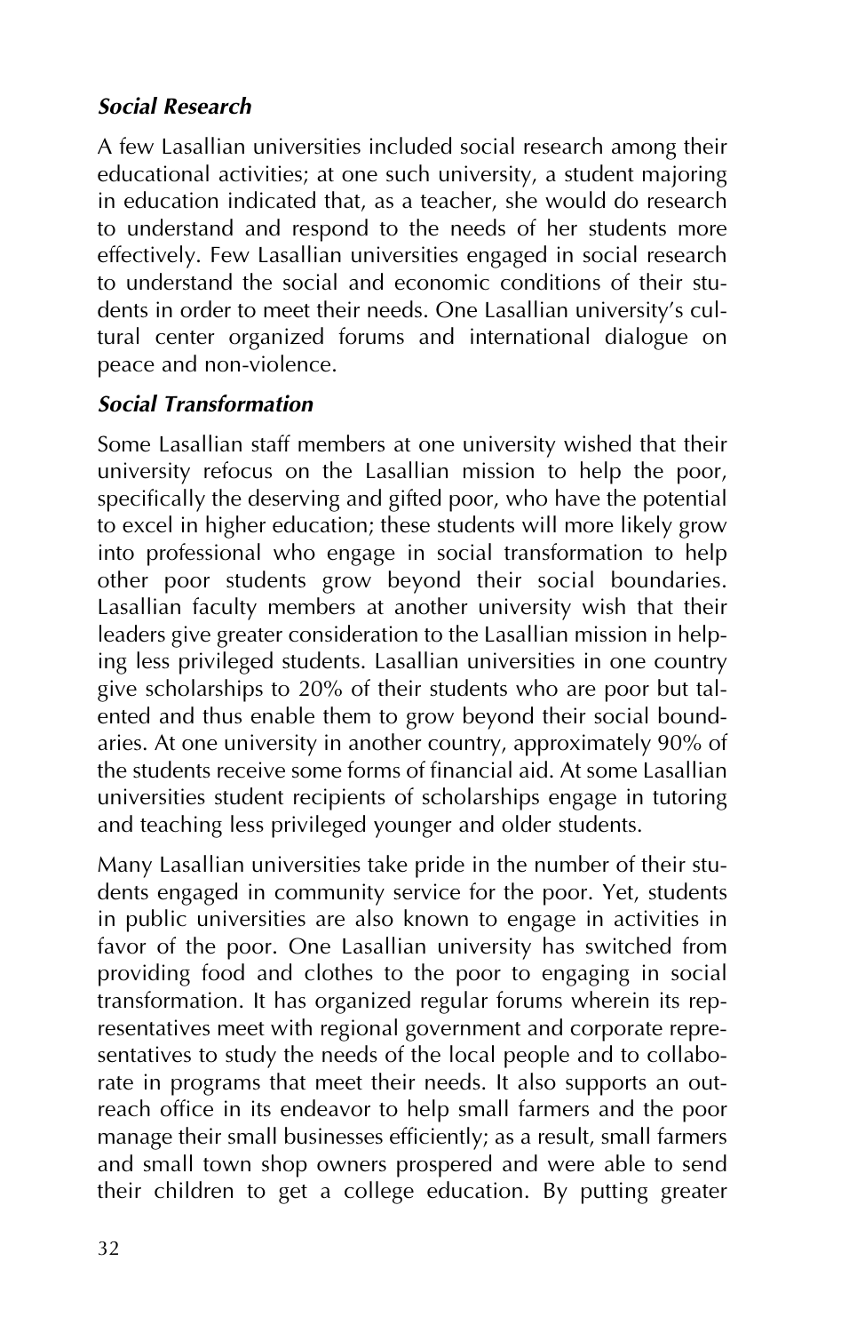### *Social Research*

A few Lasallian universities included social research among their educational activities; at one such university, a student majoring in education indicated that, as a teacher, she would do research to understand and respond to the needs of her students more effectively. Few Lasallian universities engaged in social research to understand the social and economic conditions of their students in order to meet their needs. One Lasallian university's cultural center organized forums and international dialogue on peace and non-violence.

### *Social Transformation*

Some Lasallian staff members at one university wished that their university refocus on the Lasallian mission to help the poor, specifically the deserving and gifted poor, who have the potential to excel in higher education; these students will more likely grow into professional who engage in social transformation to help other poor students grow beyond their social boundaries. Lasallian faculty members at another university wish that their leaders give greater consideration to the Lasallian mission in helping less privileged students. Lasallian universities in one country give scholarships to 20% of their students who are poor but talented and thus enable them to grow beyond their social boundaries. At one university in another country, approximately 90% of the students receive some forms of financial aid. At some Lasallian universities student recipients of scholarships engage in tutoring and teaching less privileged younger and older students.

Many Lasallian universities take pride in the number of their students engaged in community service for the poor. Yet, students in public universities are also known to engage in activities in favor of the poor. One Lasallian university has switched from providing food and clothes to the poor to engaging in social transformation. It has organized regular forums wherein its representatives meet with regional government and corporate representatives to study the needs of the local people and to collaborate in programs that meet their needs. It also supports an outreach office in its endeavor to help small farmers and the poor manage their small businesses efficiently; as a result, small farmers and small town shop owners prospered and were able to send their children to get a college education. By putting greater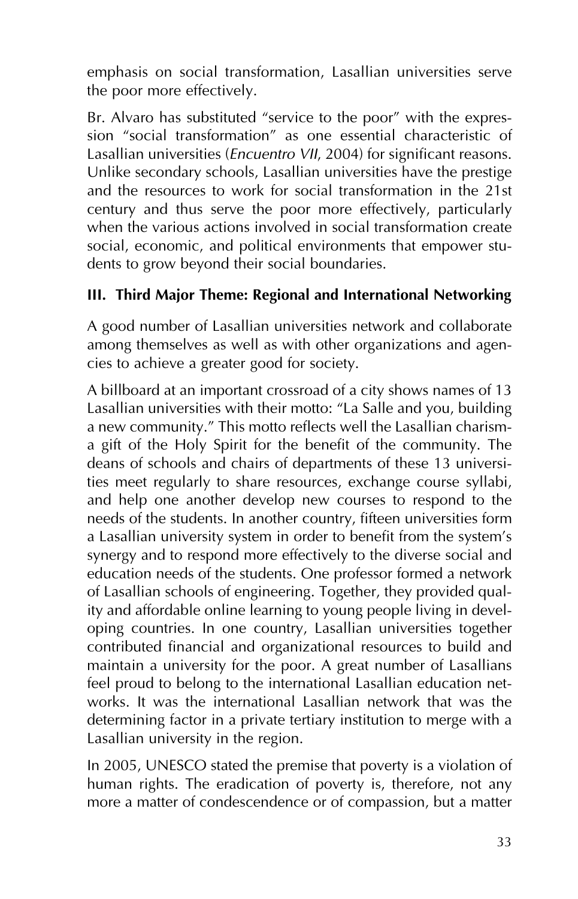emphasis on social transformation, Lasallian universities serve the poor more effectively.

Br. Alvaro has substituted "service to the poor" with the expression "social transformation" as one essential characteristic of Lasallian universities (*Encuentro VII*, 2004) for significant reasons. Unlike secondary schools, Lasallian universities have the prestige and the resources to work for social transformation in the 21st century and thus serve the poor more effectively, particularly when the various actions involved in social transformation create social, economic, and political environments that empower students to grow beyond their social boundaries.

### III. Third Major Theme: Regional and International Networking

A good number of Lasallian universities network and collaborate among themselves as well as with other organizations and agencies to achieve a greater good for society.

A billboard at an important crossroad of a city shows names of 13 Lasallian universities with their motto: "La Salle and you, building a new community." This motto reflects well the Lasallian charism-a gift of the Holy Spirit for the benefit of the community. The deans of schools and chairs of departments of these 13 universities meet regularly to share resources, exchange course syllabi, and help one another develop new courses to respond to the needs of the students. In another country, fifteen universities form a Lasallian university system in order to benefit from the system's synergy and to respond more effectively to the diverse social and education needs of the students. One professor formed a network of Lasallian schools of engineering. Together, they provided quality and affordable online learning to young people living in developing countries. In one country, Lasallian universities together contributed financial and organizational resources to build and maintain a university for the poor. A great number of Lasallians feel proud to belong to the international Lasallian education networks. It was the international Lasallian network that was the determining factor in a private tertiary institution to merge with a Lasallian university in the region.

In 2005, UNESCO stated the premise that poverty is a violation of human rights. The eradication of poverty is, therefore, not any more a matter of condescendence or of compassion, but a matter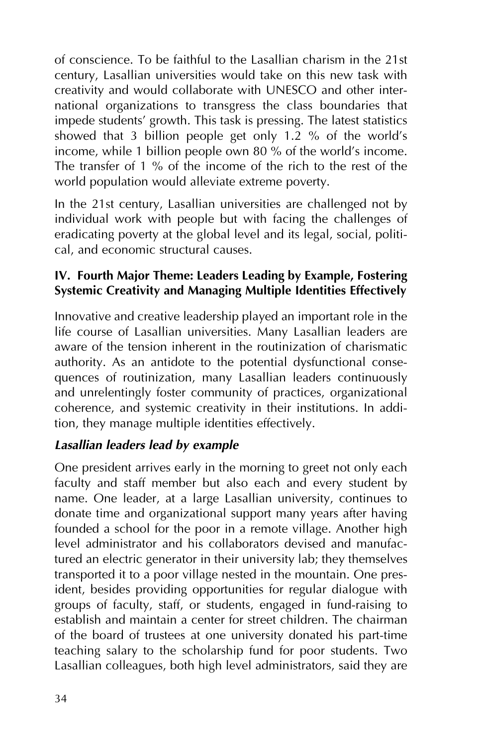of conscience. To be faithful to the Lasallian charism in the 21st century, Lasallian universities would take on this new task with creativity and would collaborate with UNESCO and other international organizations to transgress the class boundaries that impede students' growth. This task is pressing. The latest statistics showed that 3 billion people get only 1.2 % of the world's income, while 1 billion people own 80 % of the world's income. The transfer of 1 % of the income of the rich to the rest of the world population would alleviate extreme poverty.

In the 21st century, Lasallian universities are challenged not by individual work with people but with facing the challenges of eradicating poverty at the global level and its legal, social, political, and economic structural causes.

### IV. Fourth Major Theme: Leaders Leading by Example, Fostering Systemic Creativity and Managing Multiple Identities Effectively

Innovative and creative leadership played an important role in the life course of Lasallian universities. Many Lasallian leaders are aware of the tension inherent in the routinization of charismatic authority. As an antidote to the potential dysfunctional consequences of routinization, many Lasallian leaders continuously and unrelentingly foster community of practices, organizational coherence, and systemic creativity in their institutions. In addition, they manage multiple identities effectively.

#### *Lasallian leaders lead by example*

One president arrives early in the morning to greet not only each faculty and staff member but also each and every student by name. One leader, at a large Lasallian university, continues to donate time and organizational support many years after having founded a school for the poor in a remote village. Another high level administrator and his collaborators devised and manufactured an electric generator in their university lab; they themselves transported it to a poor village nested in the mountain. One president, besides providing opportunities for regular dialogue with groups of faculty, staff, or students, engaged in fund-raising to establish and maintain a center for street children. The chairman of the board of trustees at one university donated his part-time teaching salary to the scholarship fund for poor students. Two Lasallian colleagues, both high level administrators, said they are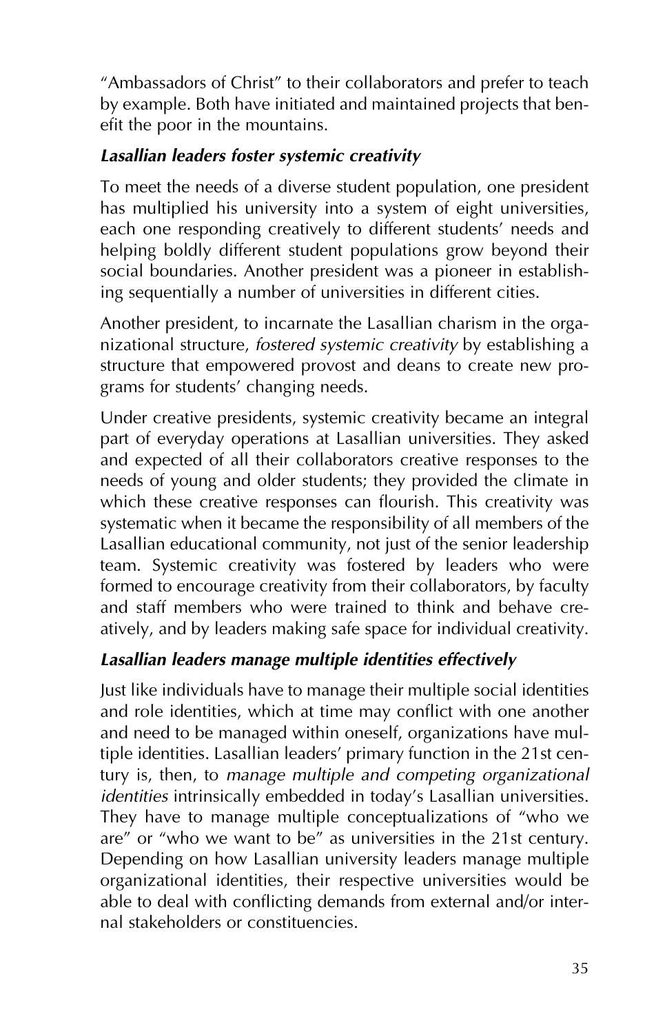"Ambassadors of Christ" to their collaborators and prefer to teach by example. Both have initiated and maintained projects that benefit the poor in the mountains.

### *Lasallian leaders foster systemic creativity*

To meet the needs of a diverse student population, one president has multiplied his university into a system of eight universities, each one responding creatively to different students' needs and helping boldly different student populations grow beyond their social boundaries. Another president was a pioneer in establishing sequentially a number of universities in different cities.

Another president, to incarnate the Lasallian charism in the organizational structure, *fostered systemic creativity* by establishing a structure that empowered provost and deans to create new programs for students' changing needs.

Under creative presidents, systemic creativity became an integral part of everyday operations at Lasallian universities. They asked and expected of all their collaborators creative responses to the needs of young and older students; they provided the climate in which these creative responses can flourish. This creativity was systematic when it became the responsibility of all members of the Lasallian educational community, not just of the senior leadership team. Systemic creativity was fostered by leaders who were formed to encourage creativity from their collaborators, by faculty and staff members who were trained to think and behave creatively, and by leaders making safe space for individual creativity.

### *Lasallian leaders manage multiple identities effectively*

Just like individuals have to manage their multiple social identities and role identities, which at time may conflict with one another and need to be managed within oneself, organizations have multiple identities. Lasallian leaders' primary function in the 21st century is, then, to *manage multiple and competing organizational identities* intrinsically embedded in today's Lasallian universities. They have to manage multiple conceptualizations of "who we are" or "who we want to be" as universities in the 21st century. Depending on how Lasallian university leaders manage multiple organizational identities, their respective universities would be able to deal with conflicting demands from external and/or internal stakeholders or constituencies.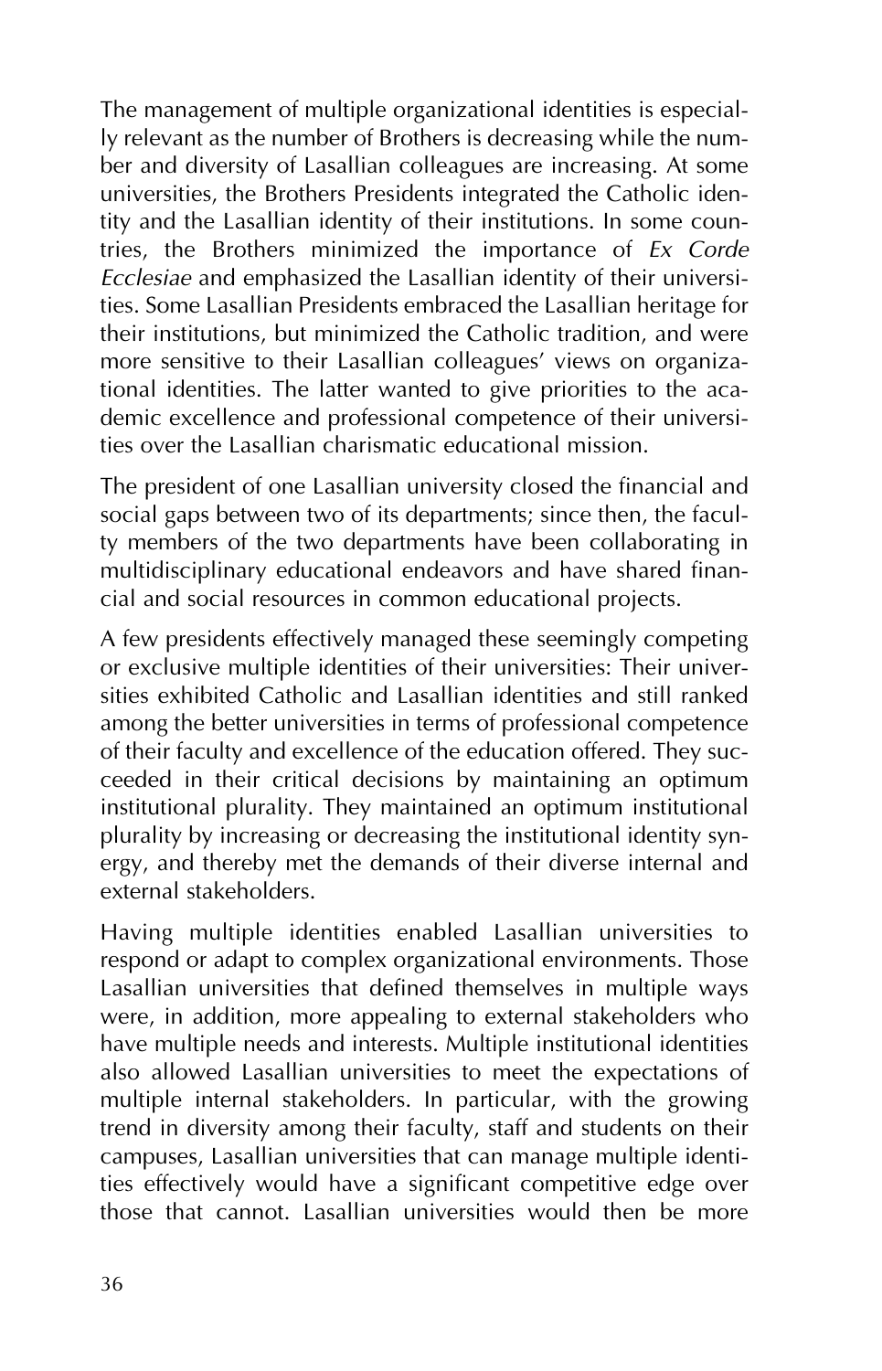The management of multiple organizational identities is especially relevant as the number of Brothers is decreasing while the number and diversity of Lasallian colleagues are increasing. At some universities, the Brothers Presidents integrated the Catholic identity and the Lasallian identity of their institutions. In some countries, the Brothers minimized the importance of *Ex Corde Ecclesiae* and emphasized the Lasallian identity of their universities. Some Lasallian Presidents embraced the Lasallian heritage for their institutions, but minimized the Catholic tradition, and were more sensitive to their Lasallian colleagues' views on organizational identities. The latter wanted to give priorities to the academic excellence and professional competence of their universities over the Lasallian charismatic educational mission.

The president of one Lasallian university closed the financial and social gaps between two of its departments; since then, the faculty members of the two departments have been collaborating in multidisciplinary educational endeavors and have shared financial and social resources in common educational projects.

A few presidents effectively managed these seemingly competing or exclusive multiple identities of their universities: Their universities exhibited Catholic and Lasallian identities and still ranked among the better universities in terms of professional competence of their faculty and excellence of the education offered. They succeeded in their critical decisions by maintaining an optimum institutional plurality. They maintained an optimum institutional plurality by increasing or decreasing the institutional identity synergy, and thereby met the demands of their diverse internal and external stakeholders.

Having multiple identities enabled Lasallian universities to respond or adapt to complex organizational environments. Those Lasallian universities that defined themselves in multiple ways were, in addition, more appealing to external stakeholders who have multiple needs and interests. Multiple institutional identities also allowed Lasallian universities to meet the expectations of multiple internal stakeholders. In particular, with the growing trend in diversity among their faculty, staff and students on their campuses, Lasallian universities that can manage multiple identities effectively would have a significant competitive edge over those that cannot. Lasallian universities would then be more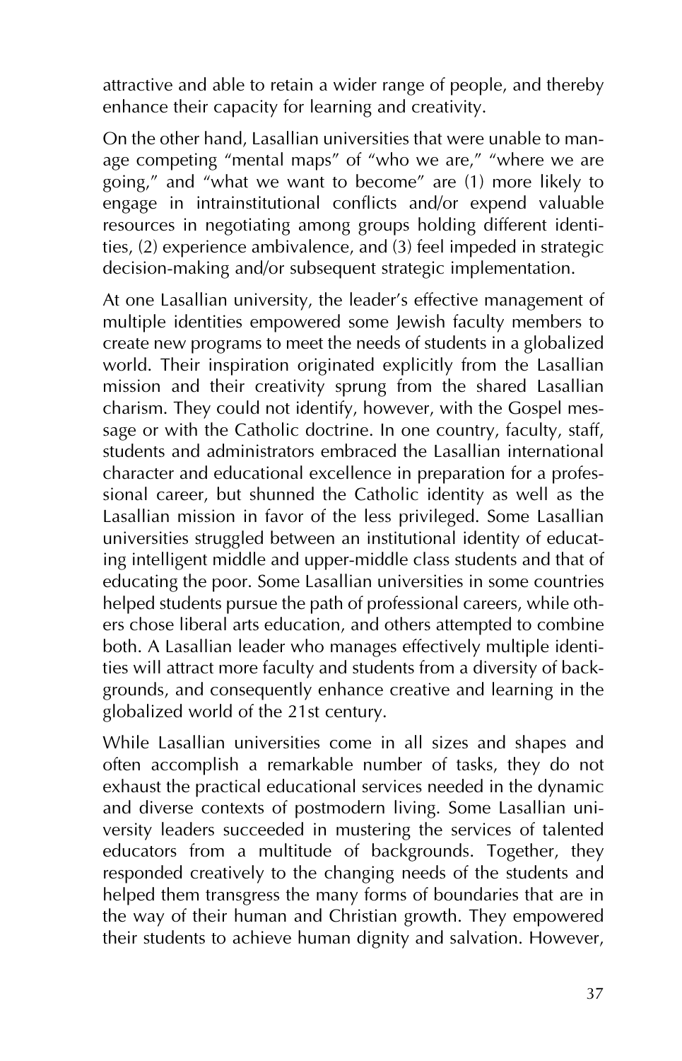attractive and able to retain a wider range of people, and thereby enhance their capacity for learning and creativity.

On the other hand, Lasallian universities that were unable to manage competing "mental maps" of "who we are," "where we are going," and "what we want to become" are (1) more likely to engage in intrainstitutional conflicts and/or expend valuable resources in negotiating among groups holding different identities, (2) experience ambivalence, and (3) feel impeded in strategic decision-making and/or subsequent strategic implementation.

At one Lasallian university, the leader's effective management of multiple identities empowered some Jewish faculty members to create new programs to meet the needs of students in a globalized world. Their inspiration originated explicitly from the Lasallian mission and their creativity sprung from the shared Lasallian charism. They could not identify, however, with the Gospel message or with the Catholic doctrine. In one country, faculty, staff, students and administrators embraced the Lasallian international character and educational excellence in preparation for a professional career, but shunned the Catholic identity as well as the Lasallian mission in favor of the less privileged. Some Lasallian universities struggled between an institutional identity of educating intelligent middle and upper-middle class students and that of educating the poor. Some Lasallian universities in some countries helped students pursue the path of professional careers, while others chose liberal arts education, and others attempted to combine both. A Lasallian leader who manages effectively multiple identities will attract more faculty and students from a diversity of backgrounds, and consequently enhance creative and learning in the globalized world of the 21st century.

While Lasallian universities come in all sizes and shapes and often accomplish a remarkable number of tasks, they do not exhaust the practical educational services needed in the dynamic and diverse contexts of postmodern living. Some Lasallian university leaders succeeded in mustering the services of talented educators from a multitude of backgrounds. Together, they responded creatively to the changing needs of the students and helped them transgress the many forms of boundaries that are in the way of their human and Christian growth. They empowered their students to achieve human dignity and salvation. However,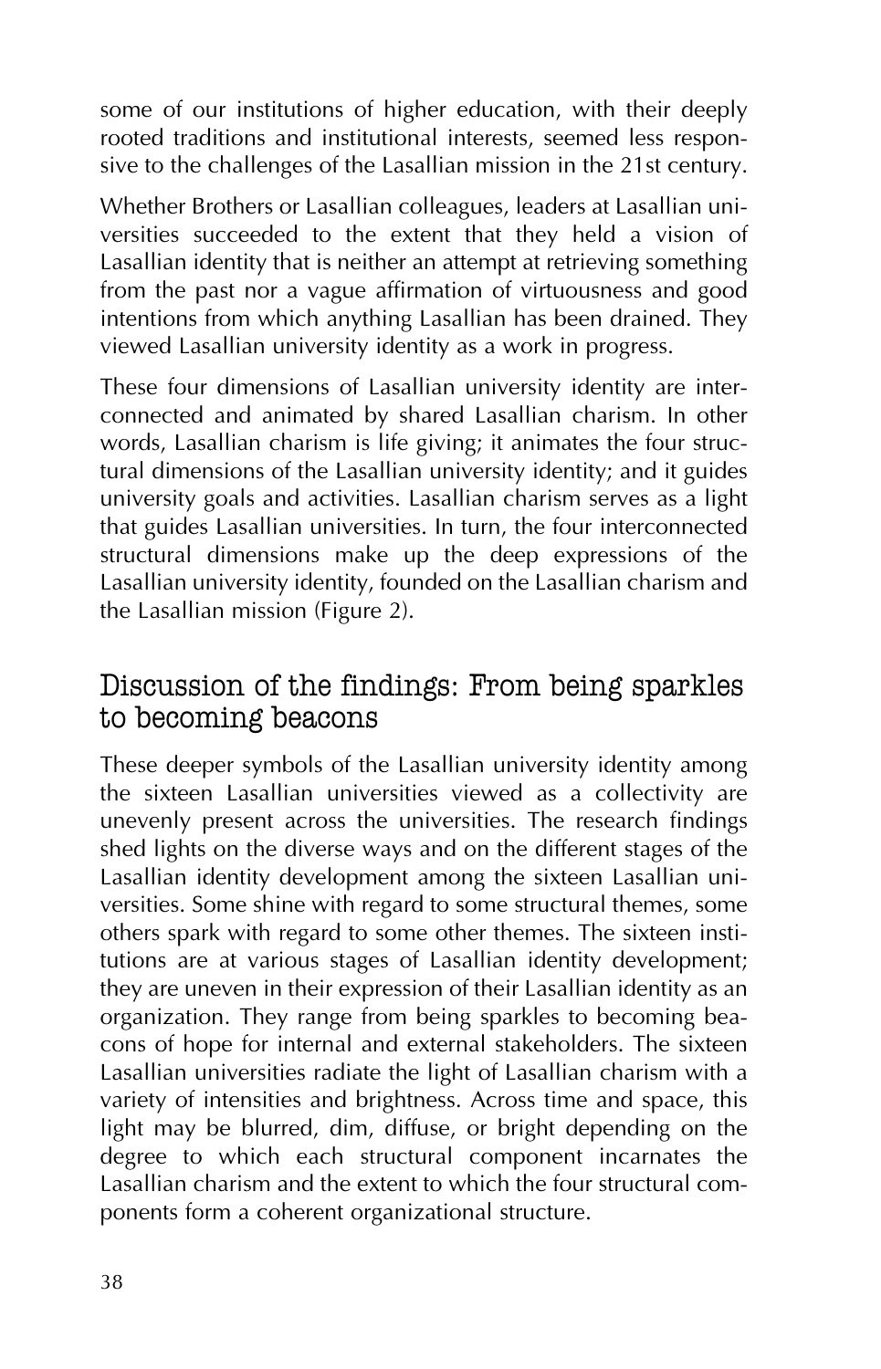some of our institutions of higher education, with their deeply rooted traditions and institutional interests, seemed less responsive to the challenges of the Lasallian mission in the 21st century.

Whether Brothers or Lasallian colleagues, leaders at Lasallian universities succeeded to the extent that they held a vision of Lasallian identity that is neither an attempt at retrieving something from the past nor a vague affirmation of virtuousness and good intentions from which anything Lasallian has been drained. They viewed Lasallian university identity as a work in progress.

These four dimensions of Lasallian university identity are interconnected and animated by shared Lasallian charism. In other words, Lasallian charism is life giving; it animates the four structural dimensions of the Lasallian university identity; and it guides university goals and activities. Lasallian charism serves as a light that guides Lasallian universities. In turn, the four interconnected structural dimensions make up the deep expressions of the Lasallian university identity, founded on the Lasallian charism and the Lasallian mission (Figure 2).

## Discussion of the findings: From being sparkles to becoming beacons

These deeper symbols of the Lasallian university identity among the sixteen Lasallian universities viewed as a collectivity are unevenly present across the universities. The research findings shed lights on the diverse ways and on the different stages of the Lasallian identity development among the sixteen Lasallian universities. Some shine with regard to some structural themes, some others spark with regard to some other themes. The sixteen institutions are at various stages of Lasallian identity development; they are uneven in their expression of their Lasallian identity as an organization. They range from being sparkles to becoming beacons of hope for internal and external stakeholders. The sixteen Lasallian universities radiate the light of Lasallian charism with a variety of intensities and brightness. Across time and space, this light may be blurred, dim, diffuse, or bright depending on the degree to which each structural component incarnates the Lasallian charism and the extent to which the four structural components form a coherent organizational structure.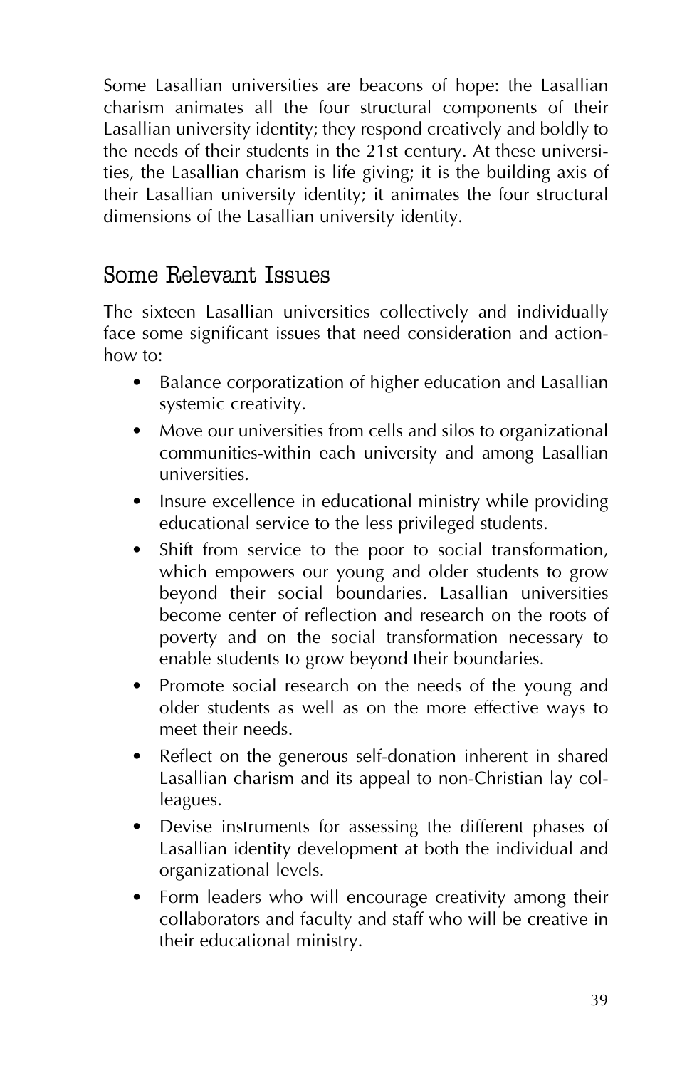Some Lasallian universities are beacons of hope: the Lasallian charism animates all the four structural components of their Lasallian university identity; they respond creatively and boldly to the needs of their students in the 21st century. At these universities, the Lasallian charism is life giving; it is the building axis of their Lasallian university identity; it animates the four structural dimensions of the Lasallian university identity.

## Some Relevant Issues

The sixteen Lasallian universities collectively and individually face some significant issues that need consideration and action-how to:

- Balance corporatization of higher education and Lasallian systemic creativity.
- Move our universities from cells and silos to organizational communities-within each university and among Lasallian universities.
- Insure excellence in educational ministry while providing educational service to the less privileged students.
- Shift from service to the poor to social transformation, which empowers our young and older students to grow beyond their social boundaries. Lasallian universities become center of reflection and research on the roots of poverty and on the social transformation necessary to enable students to grow beyond their boundaries.
- Promote social research on the needs of the young and older students as well as on the more effective ways to meet their needs.
- Reflect on the generous self-donation inherent in shared Lasallian charism and its appeal to non-Christian lay colleagues.
- Devise instruments for assessing the different phases of Lasallian identity development at both the individual and organizational levels.
- Form leaders who will encourage creativity among their collaborators and faculty and staff who will be creative in their educational ministry.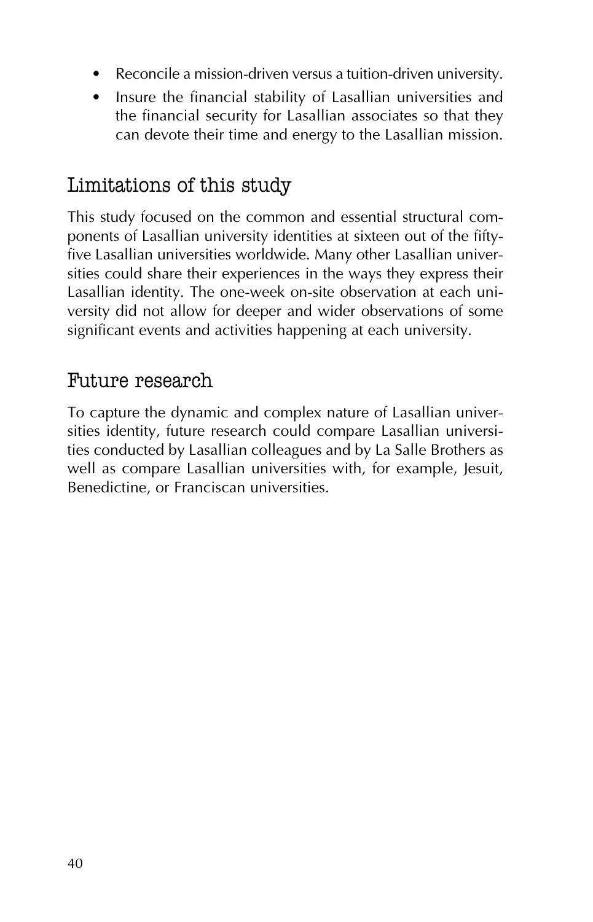- Reconcile a mission-driven versus a tuition-driven university.
- Insure the financial stability of Lasallian universities and the financial security for Lasallian associates so that they can devote their time and energy to the Lasallian mission.

## Limitations of this study

This study focused on the common and essential structural components of Lasallian university identities at sixteen out of the fifty-five Lasallian universities worldwide. Many other Lasallian universities could share their experiences in the ways they express their Lasallian identity. The one-week on-site observation at each university did not allow for deeper and wider observations of some significant events and activities happening at each university.

## Future research

To capture the dynamic and complex nature of Lasallian universities identity, future research could compare Lasallian universities conducted by Lasallian colleagues and by La Salle Brothers as well as compare Lasallian universities with, for example, Jesuit, Benedictine, or Franciscan universities.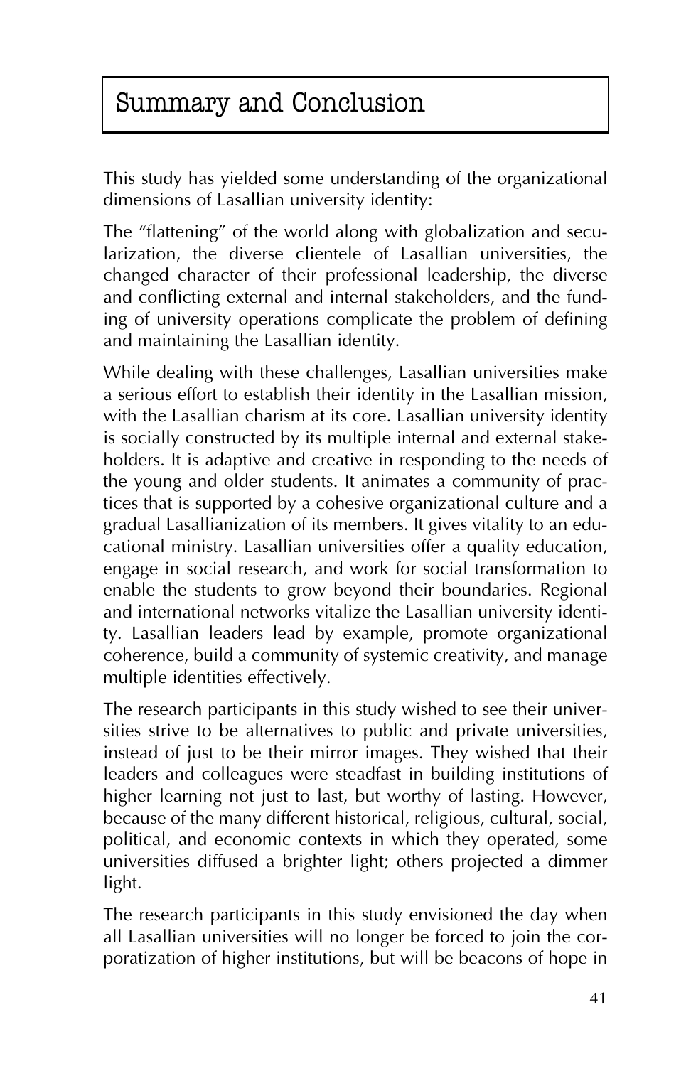# Summary and Conclusion

This study has yielded some understanding of the organizational dimensions of Lasallian university identity:

The "flattening" of the world along with globalization and secularization, the diverse clientele of Lasallian universities, the changed character of their professional leadership, the diverse and conflicting external and internal stakeholders, and the funding of university operations complicate the problem of defining and maintaining the Lasallian identity.

While dealing with these challenges, Lasallian universities make a serious effort to establish their identity in the Lasallian mission, with the Lasallian charism at its core. Lasallian university identity is socially constructed by its multiple internal and external stakeholders. It is adaptive and creative in responding to the needs of the young and older students. It animates a community of practices that is supported by a cohesive organizational culture and a gradual Lasallianization of its members. It gives vitality to an educational ministry. Lasallian universities offer a quality education, engage in social research, and work for social transformation to enable the students to grow beyond their boundaries. Regional and international networks vitalize the Lasallian university identity. Lasallian leaders lead by example, promote organizational coherence, build a community of systemic creativity, and manage multiple identities effectively.

The research participants in this study wished to see their universities strive to be alternatives to public and private universities, instead of just to be their mirror images. They wished that their leaders and colleagues were steadfast in building institutions of higher learning not just to last, but worthy of lasting. However, because of the many different historical, religious, cultural, social, political, and economic contexts in which they operated, some universities diffused a brighter light; others projected a dimmer light.

The research participants in this study envisioned the day when all Lasallian universities will no longer be forced to join the corporatization of higher institutions, but will be beacons of hope in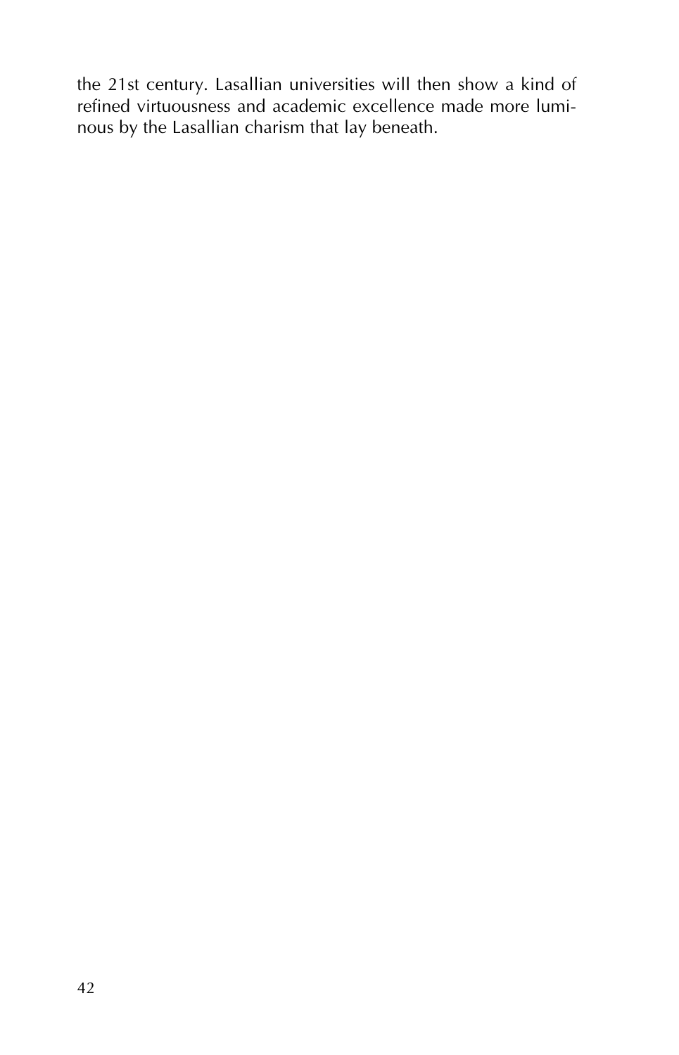the 21st century. Lasallian universities will then show a kind of refined virtuousness and academic excellence made more luminous by the Lasallian charism that lay beneath.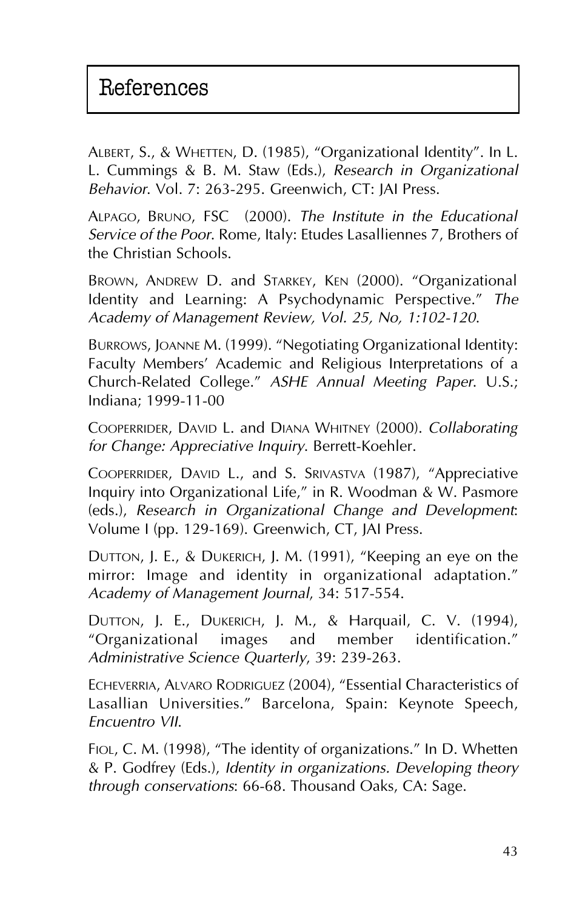# References

ALBERT, S., & WHETTEN, D. (1985), "Organizational Identity". In L. L. Cummings & B. M. Staw (Eds.), *Research in Organizational Behavior*. Vol. 7: 263-295. Greenwich, CT: JAI Press.

ALPAGO, BRUNO, FSC (2000). *The Institute in the Educational Service of the Poor*. Rome, Italy: Etudes Lasalliennes 7, Brothers of the Christian Schools.

BROWN, ANDREW D. and STARKEY, KEN (2000). "Organizational Identity and Learning: A Psychodynamic Perspective." *The Academy of Management Review, Vol. 25, No, 1:102-120*.

BURROWS, JOANNE M. (1999). "Negotiating Organizational Identity: Faculty Members' Academic and Religious Interpretations of a Church-Related College." *ASHE Annual Meeting Paper*. U.S.; Indiana; 1999-11-00

COOPERRIDER, DAVID L. and DIANA WHITNEY (2000). *Collaborating for Change: Appreciative Inquiry*. Berrett-Koehler.

COOPERRIDER, DAVID L., and S. SRIVASTVA (1987), "Appreciative Inquiry into Organizational Life," in R. Woodman & W. Pasmore (eds.), *Research in Organizational Change and Development*: Volume I (pp. 129-169). Greenwich, CT, JAI Press.

DUTTON, J. E., & DUKERICH, J. M. (1991), "Keeping an eye on the mirror: Image and identity in organizational adaptation." *Academy of Management Journal*, 34: 517-554.

DUTTON, J. E., DUKERICH, J. M., & Harquail, C. V. (1994), "Organizational images and member identification." *Administrative Science Quarterly*, 39: 239-263.

ECHEVERRIA, ALVARO RODRIGUEZ (2004), "Essential Characteristics of Lasallian Universities." Barcelona, Spain: Keynote Speech, *Encuentro VII*.

FIOL, C. M. (1998), "The identity of organizations." In D. Whetten & P. Godfrey (Eds.), *Identity in organizations. Developing theory through conservations*: 66-68. Thousand Oaks, CA: Sage.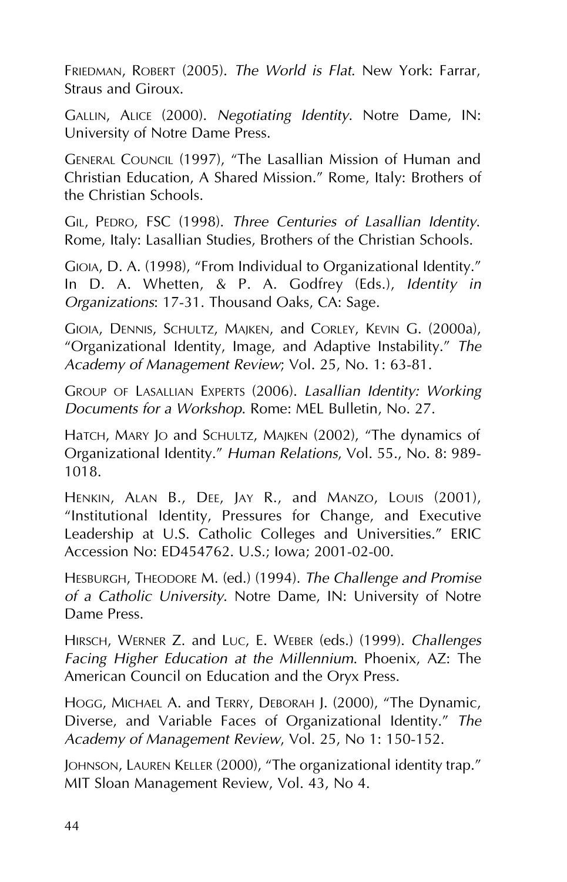FRIEDMAN, ROBERT (2005). *The World is Flat*. New York: Farrar, Straus and Giroux.

GALLIN, ALICE (2000). *Negotiating Identity*. Notre Dame, IN: University of Notre Dame Press.

GENERAL COUNCIL (1997), "The Lasallian Mission of Human and Christian Education, A Shared Mission." Rome, Italy: Brothers of the Christian Schools.

GIL, PEDRO, FSC (1998). *Three Centuries of Lasallian Identity*. Rome, Italy: Lasallian Studies, Brothers of the Christian Schools.

GIOIA, D. A. (1998), "From Individual to Organizational Identity." In D. A. Whetten, & P. A. Godfrey (Eds.), *Identity in Organizations*: 17-31. Thousand Oaks, CA: Sage.

GIOIA, DENNIS, SCHULTZ, MAJKEN, and CORLEY, KEVIN G. (2000a), "Organizational Identity, Image, and Adaptive Instability." *The Academy of Management Review*; Vol. 25, No. 1: 63-81.

GROUP OF LASALLIAN EXPERTS (2006). *Lasallian Identity: Working Documents for a Workshop*. Rome: MEL Bulletin, No. 27.

HATCH, MARY JO and SCHULTZ, MAJKEN (2002), "The dynamics of Organizational Identity." *Human Relations*, Vol. 55., No. 8: 989-1018.

HENKIN, ALAN B., DEE, JAY R., and MANZO, LOUIS (2001), "Institutional Identity, Pressures for Change, and Executive Leadership at U.S. Catholic Colleges and Universities." ERIC Accession No: ED454762. U.S.; Iowa; 2001-02-00.

HESBURGH, THEODORE M. (ed.) (1994). *The Challenge and Promise of a Catholic University*. Notre Dame, IN: University of Notre Dame Press.

HIRSCH, WERNER Z. and LUC, E. WEBER (eds.) (1999). *Challenges Facing Higher Education at the Millennium*. Phoenix, AZ: The American Council on Education and the Oryx Press.

HOGG, MICHAEL A. and TERRY, DEBORAH J. (2000), "The Dynamic, Diverse, and Variable Faces of Organizational Identity." *The Academy of Management Review*, Vol. 25, No 1: 150-152.

JOHNSON, LAUREN KELLER (2000), "The organizational identity trap." MIT Sloan Management Review, Vol. 43, No 4.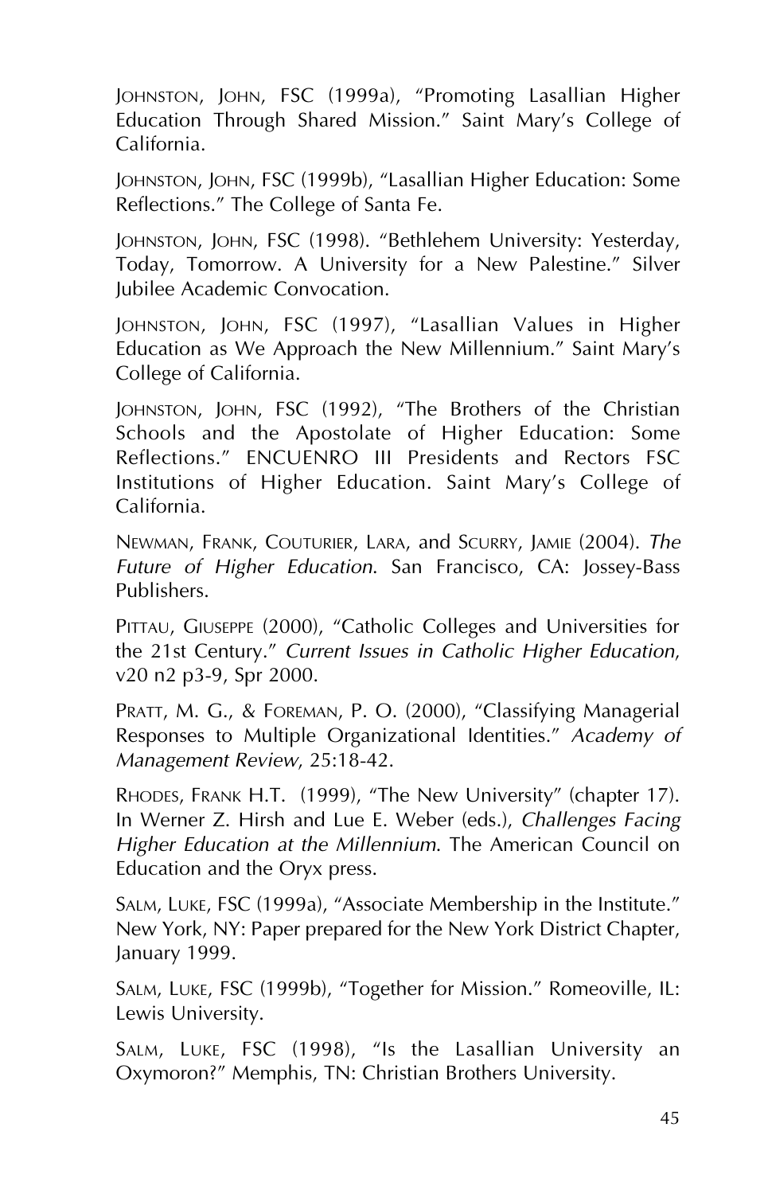JOHNSTON, JOHN, FSC (1999a), "Promoting Lasallian Higher Education Through Shared Mission." Saint Mary's College of California.

JOHNSTON, JOHN, FSC (1999b), "Lasallian Higher Education: Some Reflections." The College of Santa Fe.

JOHNSTON, JOHN, FSC (1998). "Bethlehem University: Yesterday, Today, Tomorrow. A University for a New Palestine." Silver Jubilee Academic Convocation.

JOHNSTON, JOHN, FSC (1997), "Lasallian Values in Higher Education as We Approach the New Millennium." Saint Mary's College of California.

JOHNSTON, JOHN, FSC (1992), "The Brothers of the Christian Schools and the Apostolate of Higher Education: Some Reflections." ENCUENRO III Presidents and Rectors FSC Institutions of Higher Education. Saint Mary's College of California.

NEWMAN, FRANK, COUTURIER, LARA, and SCURRY, JAMIE (2004). *The Future of Higher Education.* San Francisco, CA: Jossey-Bass Publishers.

PITTAU, GIUSEPPE (2000), "Catholic Colleges and Universities for the 21st Century." *Current Issues in Catholic Higher Education*, v20 n2 p3-9, Spr 2000.

PRATT, M. G., & FOREMAN, P. O. (2000), "Classifying Managerial Responses to Multiple Organizational Identities." *Academy of Management Review*, 25:18-42.

RHODES, FRANK H.T. (1999), "The New University" (chapter 17). In Werner Z. Hirsh and Lue E. Weber (eds.), *Challenges Facing Higher Education at the Millennium*. The American Council on Education and the Oryx press.

SALM, LUKE, FSC (1999a), "Associate Membership in the Institute." New York, NY: Paper prepared for the New York District Chapter, January 1999.

SALM, LUKE, FSC (1999b), "Together for Mission." Romeoville, IL: Lewis University.

SALM, LUKE, FSC (1998), "Is the Lasallian University an Oxymoron?" Memphis, TN: Christian Brothers University.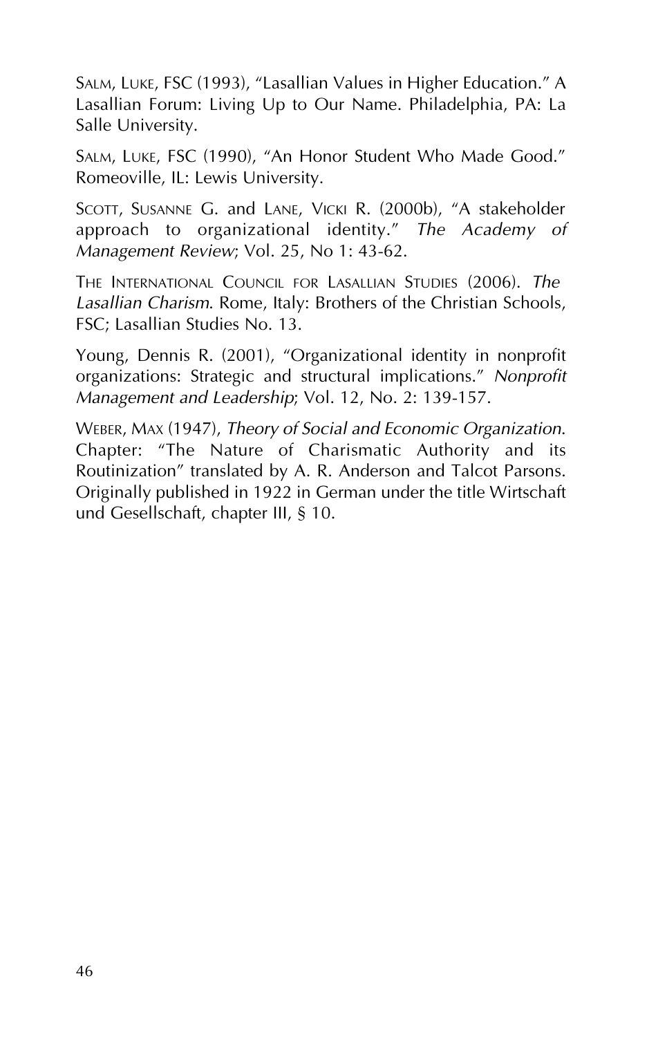SALM, LUKE, FSC (1993), "Lasallian Values in Higher Education." A Lasallian Forum: Living Up to Our Name. Philadelphia, PA: La Salle University.

SALM, LUKE, FSC (1990), "An Honor Student Who Made Good." Romeoville, IL: Lewis University.

SCOTT, SUSANNE G. and LANE, VICKI R. (2000b), "A stakeholder approach to organizational identity." *The Academy of Management Review*; Vol. 25, No 1: 43-62.

THE INTERNATIONAL COUNCIL FOR LASALLIAN STUDIES (2006). *The Lasallian Charism*. Rome, Italy: Brothers of the Christian Schools, FSC; Lasallian Studies No. 13.

Young, Dennis R. (2001), "Organizational identity in nonprofit organizations: Strategic and structural implications." *Nonprofit Management and Leadership*; Vol. 12, No. 2: 139-157.

WEBER, MAX (1947), *Theory of Social and Economic Organization*. Chapter: "The Nature of Charismatic Authority and its Routinization" translated by A. R. Anderson and Talcot Parsons. Originally published in 1922 in German under the title Wirtschaft und Gesellschaft, chapter III, § 10.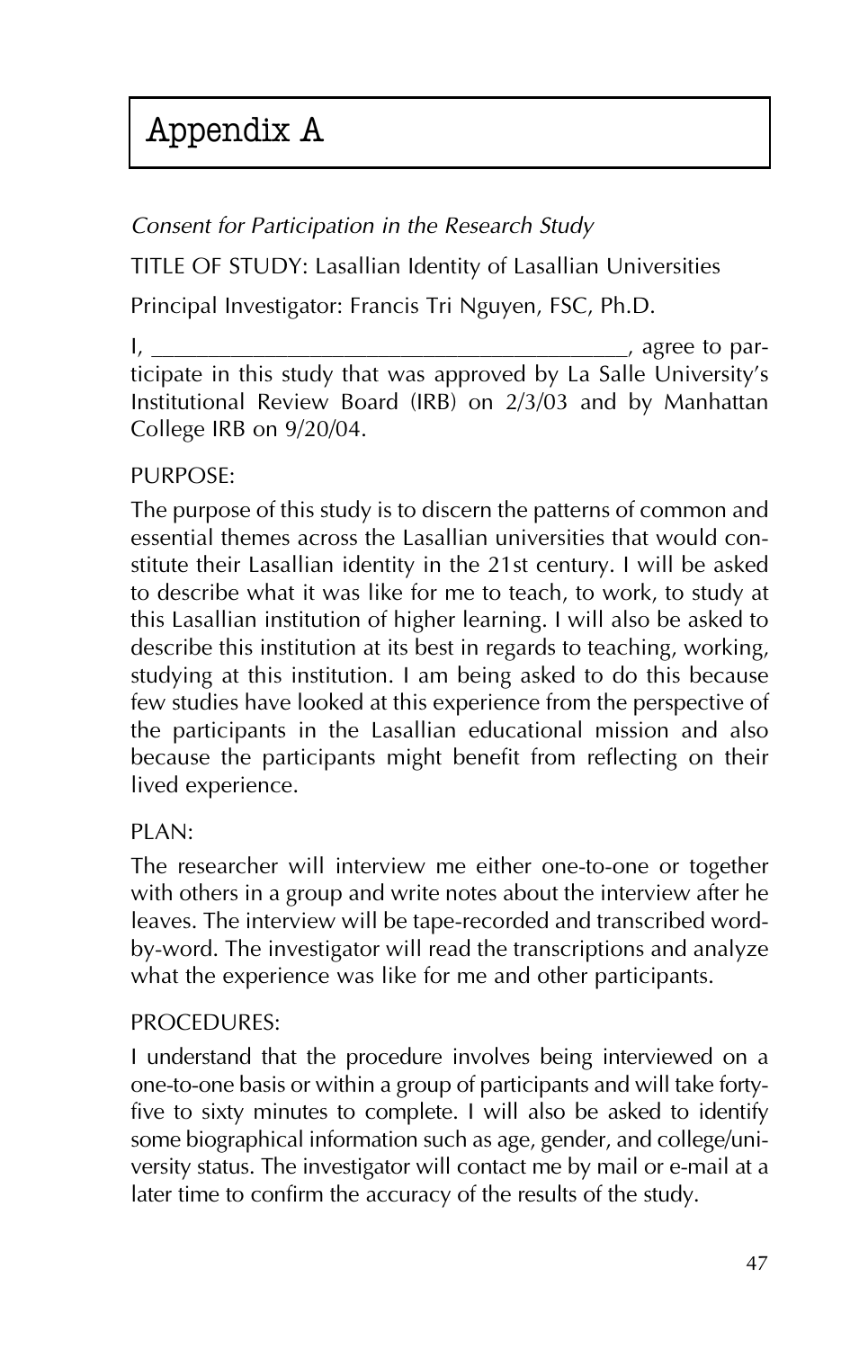# Appendix A

*Consent for Participation in the Research Study*

TITLE OF STUDY: Lasallian Identity of Lasallian Universities

Principal Investigator: Francis Tri Nguyen, FSC, Ph.D.

I, ________________________________________, agree to participate in this study that was approved by La Salle University's Institutional Review Board (IRB) on 2/3/03 and by Manhattan College IRB on 9/20/04.

PURPOSE:

The purpose of this study is to discern the patterns of common and essential themes across the Lasallian universities that would constitute their Lasallian identity in the 21st century. I will be asked to describe what it was like for me to teach, to work, to study at this Lasallian institution of higher learning. I will also be asked to describe this institution at its best in regards to teaching, working, studying at this institution. I am being asked to do this because few studies have looked at this experience from the perspective of the participants in the Lasallian educational mission and also because the participants might benefit from reflecting on their lived experience.

PLAN:

The researcher will interview me either one-to-one or together with others in a group and write notes about the interview after he leaves. The interview will be tape-recorded and transcribed word-by-word. The investigator will read the transcriptions and analyze what the experience was like for me and other participants.

PROCEDURES:

I understand that the procedure involves being interviewed on a one-to-one basis or within a group of participants and will take forty-five to sixty minutes to complete. I will also be asked to identify some biographical information such as age, gender, and college/university status. The investigator will contact me by mail or e-mail at a later time to confirm the accuracy of the results of the study.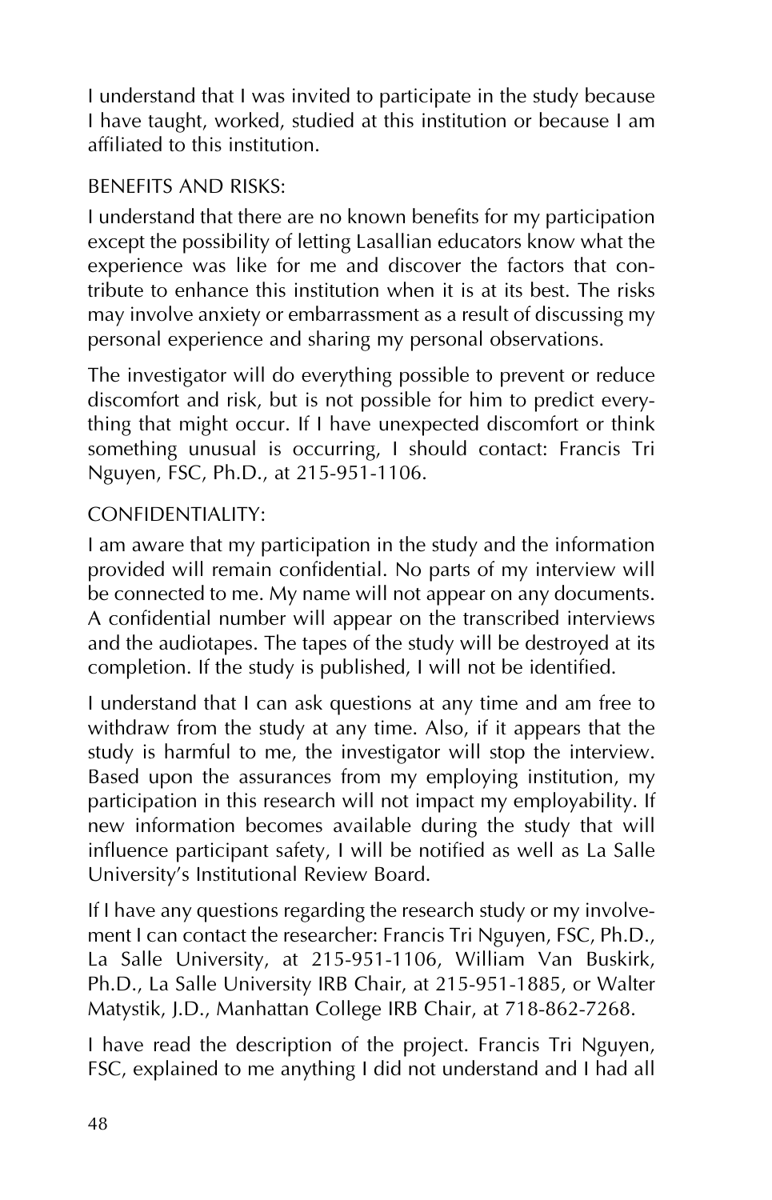I understand that I was invited to participate in the study because I have taught, worked, studied at this institution or because I am affiliated to this institution.

BENEFITS AND RISKS:

I understand that there are no known benefits for my participation except the possibility of letting Lasallian educators know what the experience was like for me and discover the factors that contribute to enhance this institution when it is at its best. The risks may involve anxiety or embarrassment as a result of discussing my personal experience and sharing my personal observations.

The investigator will do everything possible to prevent or reduce discomfort and risk, but is not possible for him to predict everything that might occur. If I have unexpected discomfort or think something unusual is occurring, I should contact: Francis Tri Nguyen, FSC, Ph.D., at 215-951-1106.

CONFIDENTIALITY:

I am aware that my participation in the study and the information provided will remain confidential. No parts of my interview will be connected to me. My name will not appear on any documents. A confidential number will appear on the transcribed interviews and the audiotapes. The tapes of the study will be destroyed at its completion. If the study is published, I will not be identified.

I understand that I can ask questions at any time and am free to withdraw from the study at any time. Also, if it appears that the study is harmful to me, the investigator will stop the interview. Based upon the assurances from my employing institution, my participation in this research will not impact my employability. If new information becomes available during the study that will influence participant safety, I will be notified as well as La Salle University's Institutional Review Board.

If I have any questions regarding the research study or my involvement I can contact the researcher: Francis Tri Nguyen, FSC, Ph.D., La Salle University, at 215-951-1106, William Van Buskirk, Ph.D., La Salle University IRB Chair, at 215-951-1885, or Walter Matystik, J.D., Manhattan College IRB Chair, at 718-862-7268.

I have read the description of the project. Francis Tri Nguyen, FSC, explained to me anything I did not understand and I had all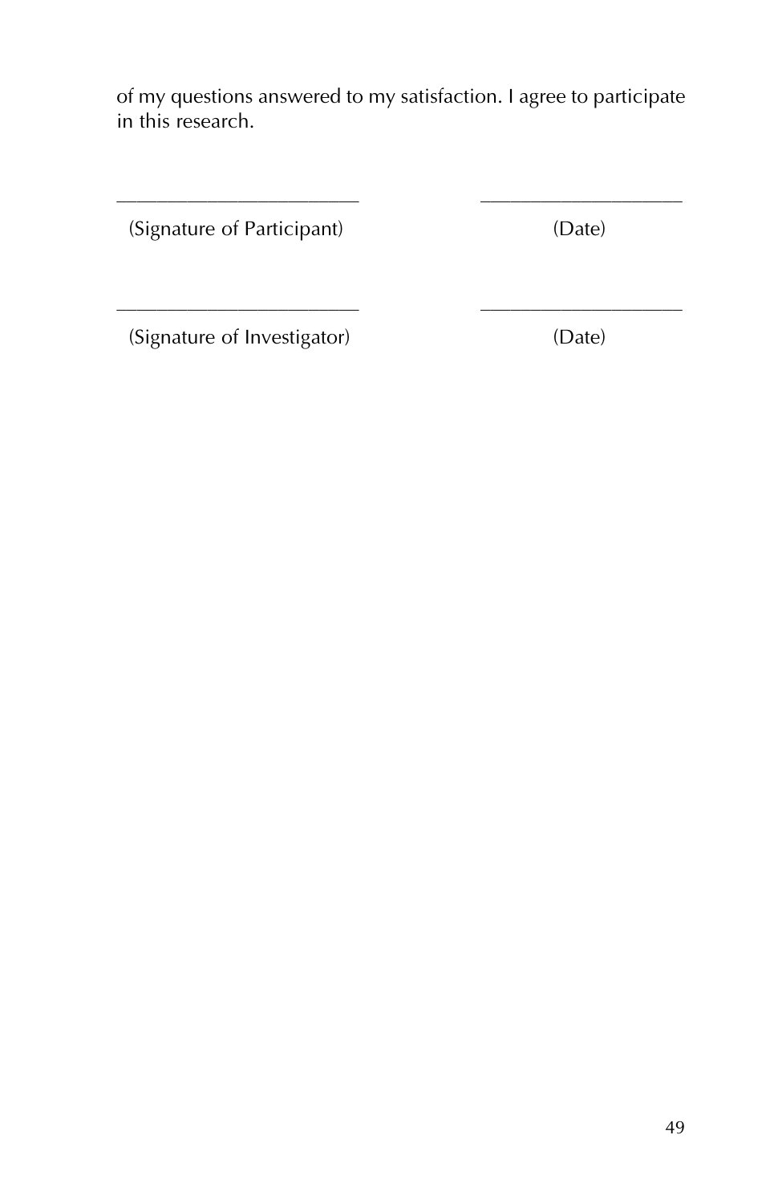of my questions answered to my satisfaction. I agree to participate in this research.

________________________ ____________________

(Signature of Participant) (Date)

________________________ ____________________

(Signature of Investigator) (Date)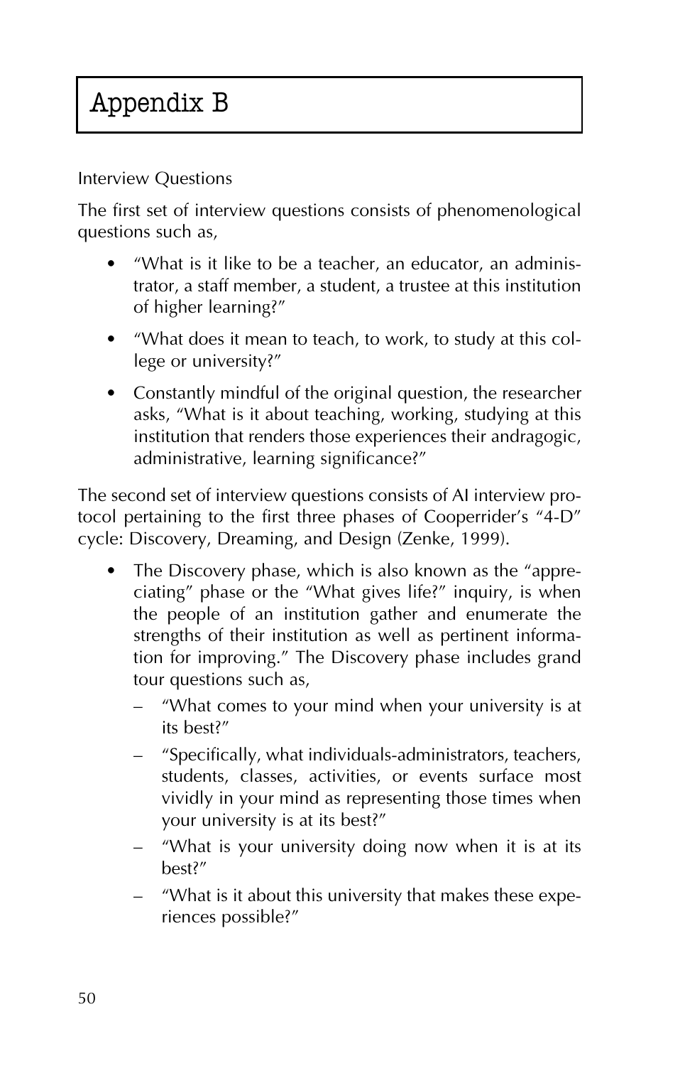# Appendix B

Interview Questions

The first set of interview questions consists of phenomenological questions such as,

- "What is it like to be a teacher, an educator, an administrator, a staff member, a student, a trustee at this institution of higher learning?"
- "What does it mean to teach, to work, to study at this college or university?"
- Constantly mindful of the original question, the researcher asks, "What is it about teaching, working, studying at this institution that renders those experiences their andragogic, administrative, learning significance?"

The second set of interview questions consists of AI interview protocol pertaining to the first three phases of Cooperrider's "4-D" cycle: Discovery, Dreaming, and Design (Zenke, 1999).

- The Discovery phase, which is also known as the "appreciating" phase or the "What gives life?" inquiry, is when the people of an institution gather and enumerate the strengths of their institution as well as pertinent information for improving." The Discovery phase includes grand tour questions such as,
  - "What comes to your mind when your university is at its best?"
  - "Specifically, what individuals-administrators, teachers, students, classes, activities, or events surface most vividly in your mind as representing those times when your university is at its best?"
  - "What is your university doing now when it is at its best?"
  - "What is it about this university that makes these experiences possible?"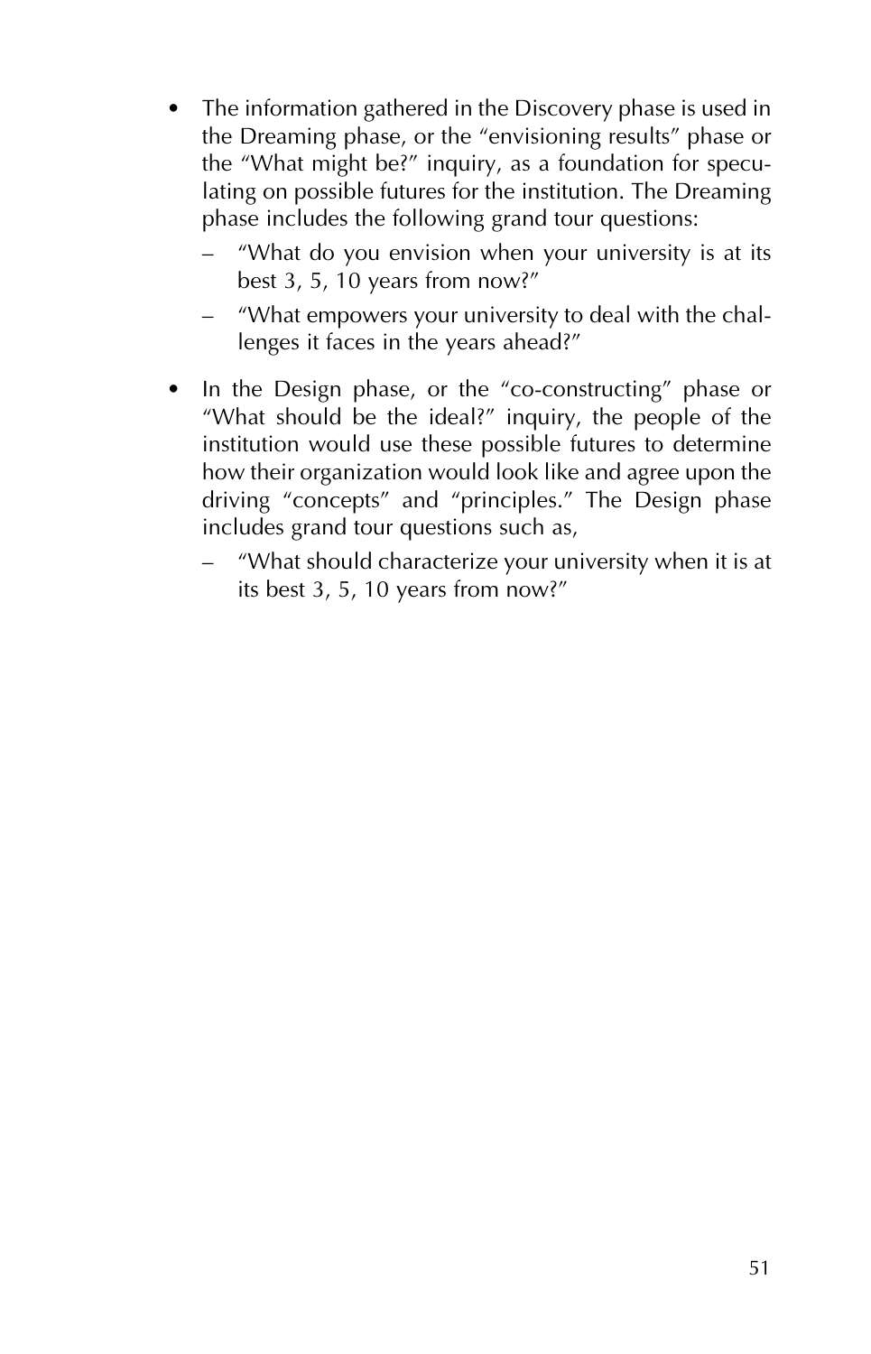- The information gathered in the Discovery phase is used in the Dreaming phase, or the "envisioning results" phase or the "What might be?" inquiry, as a foundation for speculating on possible futures for the institution. The Dreaming phase includes the following grand tour questions:
  - "What do you envision when your university is at its best 3, 5, 10 years from now?"
  - "What empowers your university to deal with the challenges it faces in the years ahead?"

- In the Design phase, or the "co-constructing" phase or "What should be the ideal?" inquiry, the people of the institution would use these possible futures to determine how their organization would look like and agree upon the driving "concepts" and "principles." The Design phase includes grand tour questions such as,
  - "What should characterize your university when it is at its best 3, 5, 10 years from now?"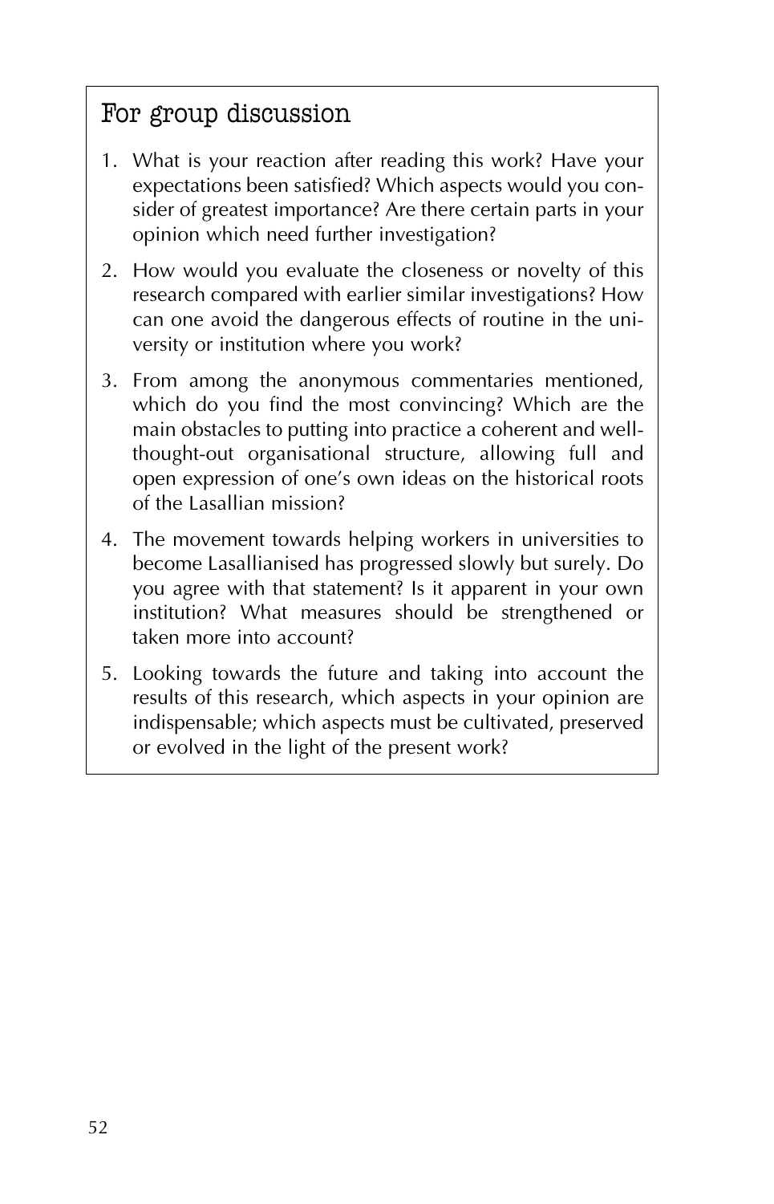## For group discussion

1. What is your reaction after reading this work? Have your expectations been satisfied? Which aspects would you consider of greatest importance? Are there certain parts in your opinion which need further investigation?

2. How would you evaluate the closeness or novelty of this research compared with earlier similar investigations? How can one avoid the dangerous effects of routine in the university or institution where you work?

3. From among the anonymous commentaries mentioned, which do you find the most convincing? Which are the main obstacles to putting into practice a coherent and well-thought-out organisational structure, allowing full and open expression of one's own ideas on the historical roots of the Lasallian mission?

4. The movement towards helping workers in universities to become Lasallianised has progressed slowly but surely. Do you agree with that statement? Is it apparent in your own institution? What measures should be strengthened or taken more into account?

5. Looking towards the future and taking into account the results of this research, which aspects in your opinion are indispensable; which aspects must be cultivated, preserved or evolved in the light of the present work?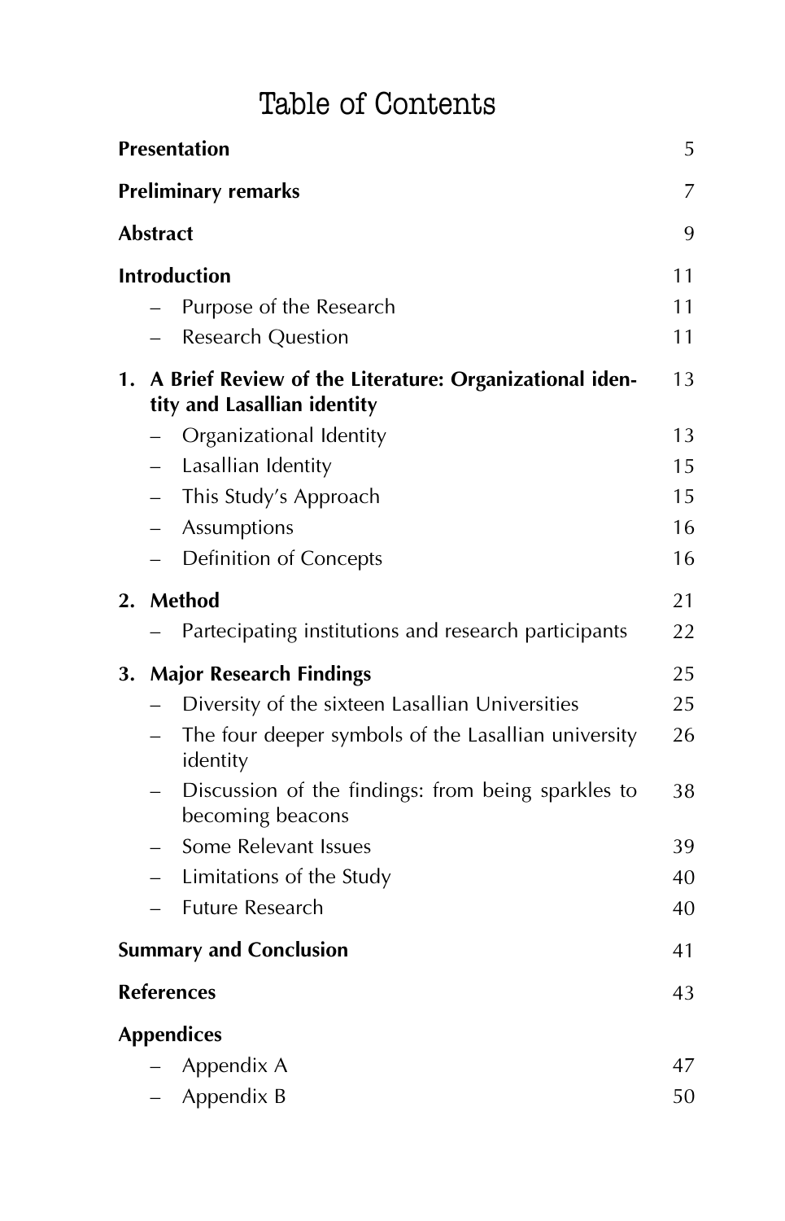# Table of Contents

| | |
|---|---|
| **Presentation** | 5 |
| **Preliminary remarks** | 7 |
| **Abstract** | 9 |
| **Introduction** | 11 |
| – Purpose of the Research | 11 |
| – Research Question | 11 |
| **1. A Brief Review of the Literature: Organizational identity and Lasallian identity** | 13 |
| – Organizational Identity | 13 |
| – Lasallian Identity | 15 |
| – This Study's Approach | 15 |
| – Assumptions | 16 |
| – Definition of Concepts | 16 |
| **2. Method** | 21 |
| – Partecipating institutions and research participants | 22 |
| **3. Major Research Findings** | 25 |
| – Diversity of the sixteen Lasallian Universities | 25 |
| – The four deeper symbols of the Lasallian university identity | 26 |
| – Discussion of the findings: from being sparkles to becoming beacons | 38 |
| – Some Relevant Issues | 39 |
| – Limitations of the Study | 40 |
| – Future Research | 40 |
| **Summary and Conclusion** | 41 |
| **References** | 43 |
| **Appendices** | |
| – Appendix A | 47 |
| – Appendix B | 50 |